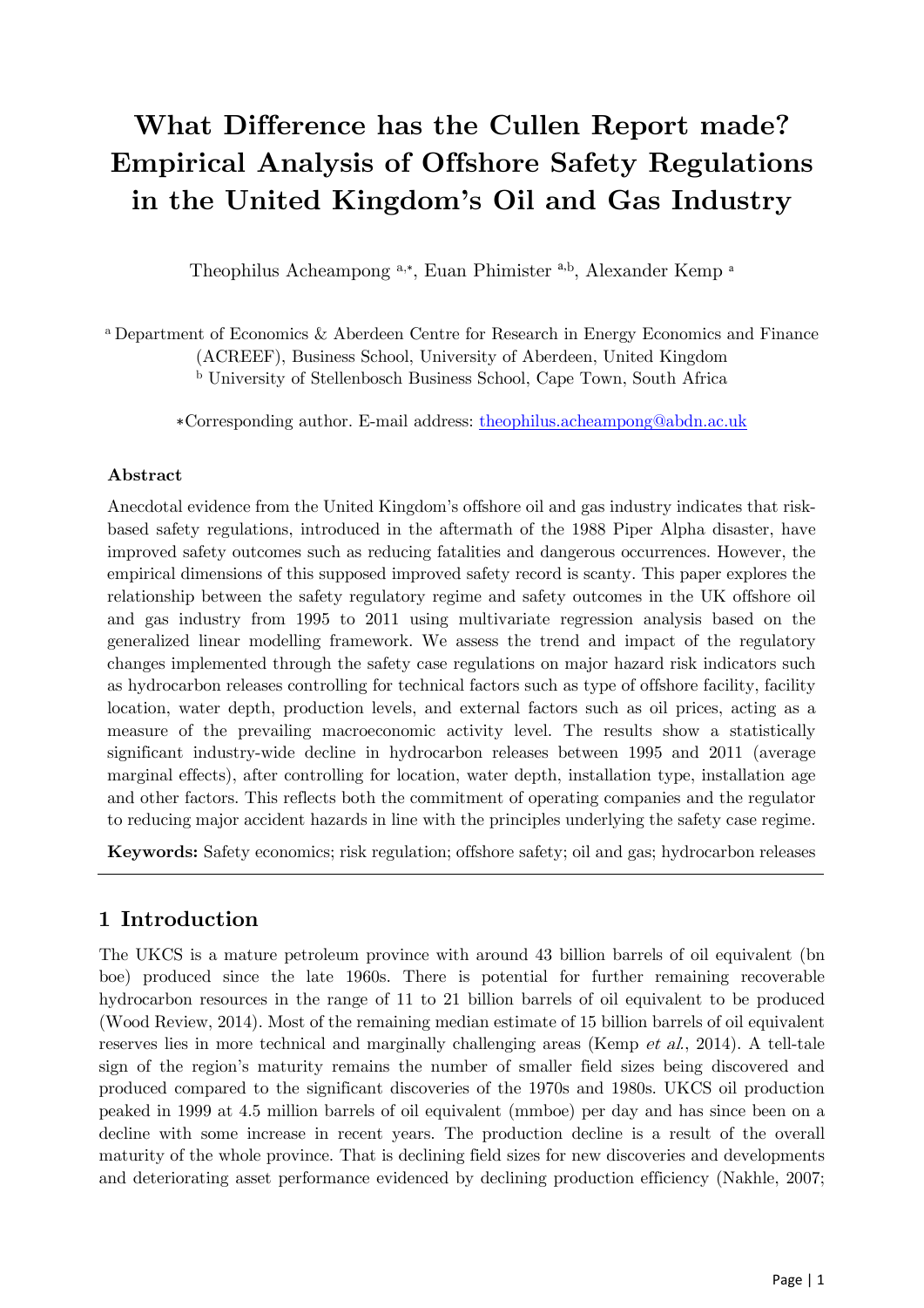# What Difference has the Cullen Report made? Empirical Analysis of Offshore Safety Regulations in the United Kingdom's Oil and Gas Industry

Theophilus Acheampong [a,*], Euan Phimister [a,b], Alexander Kemp [a]

[a] Department of Economics & Aberdeen Centre for Research in Energy Economics and Finance (ACREEF), Business School, University of Aberdeen, United Kingdom

[b] University of Stellenbosch Business School, Cape Town, South Africa

*Corresponding author. E-mail address: theophilus.acheampong@abdn.ac.uk

### Abstract

Anecdotal evidence from the United Kingdom's offshore oil and gas industry indicates that risk-based safety regulations, introduced in the aftermath of the 1988 Piper Alpha disaster, have improved safety outcomes such as reducing fatalities and dangerous occurrences. However, the empirical dimensions of this supposed improved safety record is scanty. This paper explores the relationship between the safety regulatory regime and safety outcomes in the UK offshore oil and gas industry from 1995 to 2011 using multivariate regression analysis based on the generalized linear modelling framework. We assess the trend and impact of the regulatory changes implemented through the safety case regulations on major hazard risk indicators such as hydrocarbon releases controlling for technical factors such as type of offshore facility, facility location, water depth, production levels, and external factors such as oil prices, acting as a measure of the prevailing macroeconomic activity level. The results show a statistically significant industry-wide decline in hydrocarbon releases between 1995 and 2011 (average marginal effects), after controlling for location, water depth, installation type, installation age and other factors. This reflects both the commitment of operating companies and the regulator to reducing major accident hazards in line with the principles underlying the safety case regime.

**Keywords:** Safety economics; risk regulation; offshore safety; oil and gas; hydrocarbon releases

## 1 Introduction

The UKCS is a mature petroleum province with around 43 billion barrels of oil equivalent (bn boe) produced since the late 1960s. There is potential for further remaining recoverable hydrocarbon resources in the range of 11 to 21 billion barrels of oil equivalent to be produced (Wood Review, 2014). Most of the remaining median estimate of 15 billion barrels of oil equivalent reserves lies in more technical and marginally challenging areas (Kemp *et al.*, 2014). A tell-tale sign of the region's maturity remains the number of smaller field sizes being discovered and produced compared to the significant discoveries of the 1970s and 1980s. UKCS oil production peaked in 1999 at 4.5 million barrels of oil equivalent (mmboe) per day and has since been on a decline with some increase in recent years. The production decline is a result of the overall maturity of the whole province. That is declining field sizes for new discoveries and developments and deteriorating asset performance evidenced by declining production efficiency (Nakhle, 2007;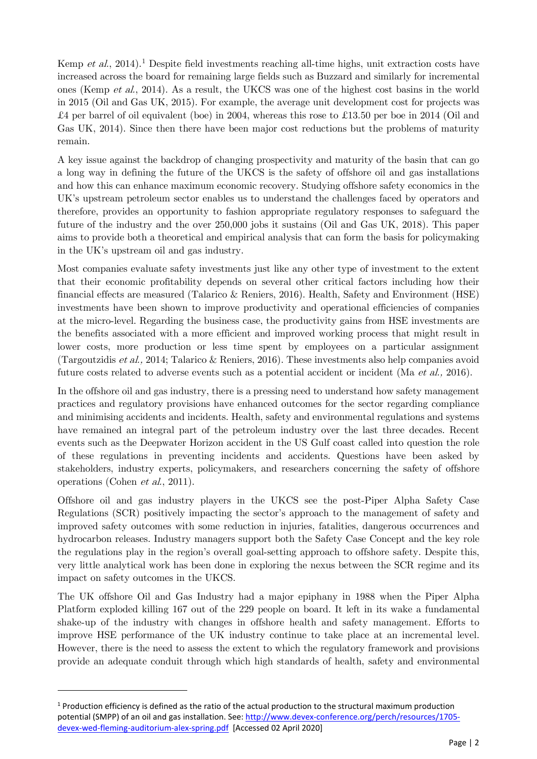Kemp *et al.*, 2014).[1] Despite field investments reaching all-time highs, unit extraction costs have increased across the board for remaining large fields such as Buzzard and similarly for incremental ones (Kemp *et al.*, 2014). As a result, the UKCS was one of the highest cost basins in the world in 2015 (Oil and Gas UK, 2015). For example, the average unit development cost for projects was £4 per barrel of oil equivalent (boe) in 2004, whereas this rose to £13.50 per boe in 2014 (Oil and Gas UK, 2014). Since then there have been major cost reductions but the problems of maturity remain.

A key issue against the backdrop of changing prospectivity and maturity of the basin that can go a long way in defining the future of the UKCS is the safety of offshore oil and gas installations and how this can enhance maximum economic recovery. Studying offshore safety economics in the UK's upstream petroleum sector enables us to understand the challenges faced by operators and therefore, provides an opportunity to fashion appropriate regulatory responses to safeguard the future of the industry and the over 250,000 jobs it sustains (Oil and Gas UK, 2018). This paper aims to provide both a theoretical and empirical analysis that can form the basis for policymaking in the UK's upstream oil and gas industry.

Most companies evaluate safety investments just like any other type of investment to the extent that their economic profitability depends on several other critical factors including how their financial effects are measured (Talarico & Reniers, 2016). Health, Safety and Environment (HSE) investments have been shown to improve productivity and operational efficiencies of companies at the micro-level. Regarding the business case, the productivity gains from HSE investments are the benefits associated with a more efficient and improved working process that might result in lower costs, more production or less time spent by employees on a particular assignment (Targoutzidis *et al.,* 2014; Talarico & Reniers, 2016). These investments also help companies avoid future costs related to adverse events such as a potential accident or incident (Ma *et al.,* 2016).

In the offshore oil and gas industry, there is a pressing need to understand how safety management practices and regulatory provisions have enhanced outcomes for the sector regarding compliance and minimising accidents and incidents. Health, safety and environmental regulations and systems have remained an integral part of the petroleum industry over the last three decades. Recent events such as the Deepwater Horizon accident in the US Gulf coast called into question the role of these regulations in preventing incidents and accidents. Questions have been asked by stakeholders, industry experts, policymakers, and researchers concerning the safety of offshore operations (Cohen *et al.*, 2011).

Offshore oil and gas industry players in the UKCS see the post-Piper Alpha Safety Case Regulations (SCR) positively impacting the sector's approach to the management of safety and improved safety outcomes with some reduction in injuries, fatalities, dangerous occurrences and hydrocarbon releases. Industry managers support both the Safety Case Concept and the key role the regulations play in the region's overall goal-setting approach to offshore safety. Despite this, very little analytical work has been done in exploring the nexus between the SCR regime and its impact on safety outcomes in the UKCS.

The UK offshore Oil and Gas Industry had a major epiphany in 1988 when the Piper Alpha Platform exploded killing 167 out of the 229 people on board. It left in its wake a fundamental shake-up of the industry with changes in offshore health and safety management. Efforts to improve HSE performance of the UK industry continue to take place at an incremental level. However, there is the need to assess the extent to which the regulatory framework and provisions provide an adequate conduit through which high standards of health, safety and environmental

---

[1] Production efficiency is defined as the ratio of the actual production to the structural maximum production potential (SMPP) of an oil and gas installation. See: http://www.devex-conference.org/perch/resources/1705-devex-wed-fleming-auditorium-alex-spring.pdf [Accessed 02 April 2020]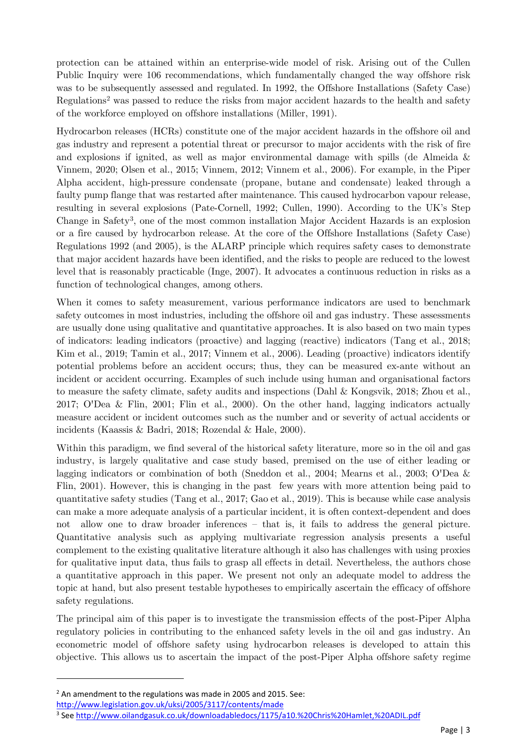protection can be attained within an enterprise-wide model of risk. Arising out of the Cullen Public Inquiry were 106 recommendations, which fundamentally changed the way offshore risk was to be subsequently assessed and regulated. In 1992, the Offshore Installations (Safety Case) Regulations[2] was passed to reduce the risks from major accident hazards to the health and safety of the workforce employed on offshore installations (Miller, 1991).

Hydrocarbon releases (HCRs) constitute one of the major accident hazards in the offshore oil and gas industry and represent a potential threat or precursor to major accidents with the risk of fire and explosions if ignited, as well as major environmental damage with spills (de Almeida & Vinnem, 2020; Olsen et al., 2015; Vinnem, 2012; Vinnem et al., 2006). For example, in the Piper Alpha accident, high-pressure condensate (propane, butane and condensate) leaked through a faulty pump flange that was restarted after maintenance. This caused hydrocarbon vapour release, resulting in several explosions (Pate-Cornell, 1992; Cullen, 1990). According to the UK's Step Change in Safety[3], one of the most common installation Major Accident Hazards is an explosion or a fire caused by hydrocarbon release. At the core of the Offshore Installations (Safety Case) Regulations 1992 (and 2005), is the ALARP principle which requires safety cases to demonstrate that major accident hazards have been identified, and the risks to people are reduced to the lowest level that is reasonably practicable (Inge, 2007). It advocates a continuous reduction in risks as a function of technological changes, among others.

When it comes to safety measurement, various performance indicators are used to benchmark safety outcomes in most industries, including the offshore oil and gas industry. These assessments are usually done using qualitative and quantitative approaches. It is also based on two main types of indicators: leading indicators (proactive) and lagging (reactive) indicators (Tang et al., 2018; Kim et al., 2019; Tamin et al., 2017; Vinnem et al., 2006). Leading (proactive) indicators identify potential problems before an accident occurs; thus, they can be measured ex-ante without an incident or accident occurring. Examples of such include using human and organisational factors to measure the safety climate, safety audits and inspections (Dahl & Kongsvik, 2018; Zhou et al., 2017; O'Dea & Flin, 2001; Flin et al., 2000). On the other hand, lagging indicators actually measure accident or incident outcomes such as the number and or severity of actual accidents or incidents (Kaassis & Badri, 2018; Rozendal & Hale, 2000).

Within this paradigm, we find several of the historical safety literature, more so in the oil and gas industry, is largely qualitative and case study based, premised on the use of either leading or lagging indicators or combination of both (Sneddon et al., 2004; Mearns et al., 2003; O'Dea & Flin, 2001). However, this is changing in the past few years with more attention being paid to quantitative safety studies (Tang et al., 2017; Gao et al., 2019). This is because while case analysis can make a more adequate analysis of a particular incident, it is often context-dependent and does not allow one to draw broader inferences – that is, it fails to address the general picture. Quantitative analysis such as applying multivariate regression analysis presents a useful complement to the existing qualitative literature although it also has challenges with using proxies for qualitative input data, thus fails to grasp all effects in detail. Nevertheless, the authors chose a quantitative approach in this paper. We present not only an adequate model to address the topic at hand, but also present testable hypotheses to empirically ascertain the efficacy of offshore safety regulations.

The principal aim of this paper is to investigate the transmission effects of the post-Piper Alpha regulatory policies in contributing to the enhanced safety levels in the oil and gas industry. An econometric model of offshore safety using hydrocarbon releases is developed to attain this objective. This allows us to ascertain the impact of the post-Piper Alpha offshore safety regime

---

[2] An amendment to the regulations was made in 2005 and 2015. See: http://www.legislation.gov.uk/uksi/2005/3117/contents/made

[3] See http://www.oilandgasuk.co.uk/downloadabledocs/1175/a10.%20Chris%20Hamlet,%20ADIL.pdf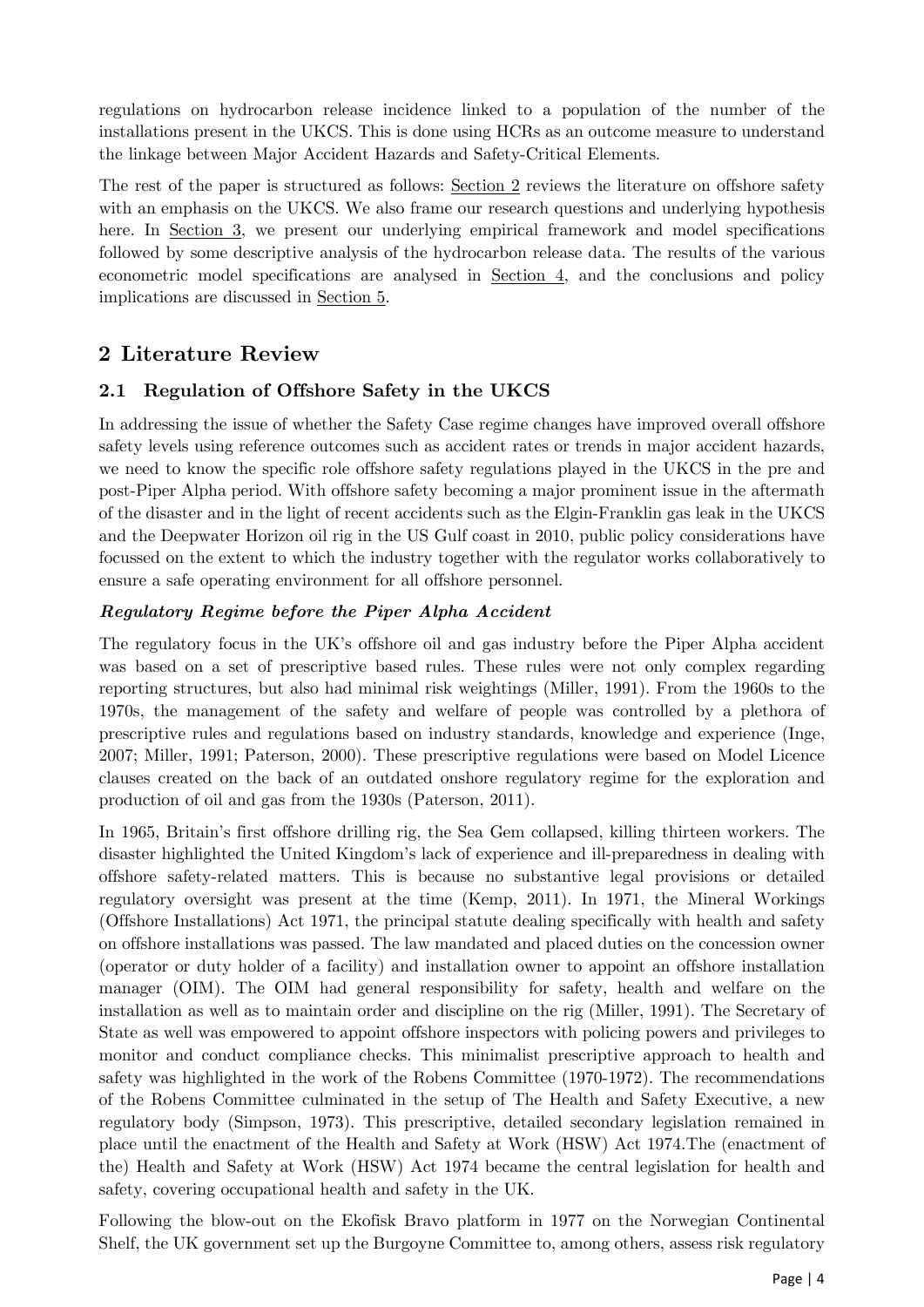regulations on hydrocarbon release incidence linked to a population of the number of the installations present in the UKCS. This is done using HCRs as an outcome measure to understand the linkage between Major Accident Hazards and Safety-Critical Elements.

The rest of the paper is structured as follows: Section 2 reviews the literature on offshore safety with an emphasis on the UKCS. We also frame our research questions and underlying hypothesis here. In Section 3, we present our underlying empirical framework and model specifications followed by some descriptive analysis of the hydrocarbon release data. The results of the various econometric model specifications are analysed in Section 4, and the conclusions and policy implications are discussed in Section 5.

# 2 Literature Review

## 2.1 Regulation of Offshore Safety in the UKCS

In addressing the issue of whether the Safety Case regime changes have improved overall offshore safety levels using reference outcomes such as accident rates or trends in major accident hazards, we need to know the specific role offshore safety regulations played in the UKCS in the pre and post-Piper Alpha period. With offshore safety becoming a major prominent issue in the aftermath of the disaster and in the light of recent accidents such as the Elgin-Franklin gas leak in the UKCS and the Deepwater Horizon oil rig in the US Gulf coast in 2010, public policy considerations have focussed on the extent to which the industry together with the regulator works collaboratively to ensure a safe operating environment for all offshore personnel.

***Regulatory Regime before the Piper Alpha Accident***

The regulatory focus in the UK's offshore oil and gas industry before the Piper Alpha accident was based on a set of prescriptive based rules. These rules were not only complex regarding reporting structures, but also had minimal risk weightings (Miller, 1991). From the 1960s to the 1970s, the management of the safety and welfare of people was controlled by a plethora of prescriptive rules and regulations based on industry standards, knowledge and experience (Inge, 2007; Miller, 1991; Paterson, 2000). These prescriptive regulations were based on Model Licence clauses created on the back of an outdated onshore regulatory regime for the exploration and production of oil and gas from the 1930s (Paterson, 2011).

In 1965, Britain's first offshore drilling rig, the Sea Gem collapsed, killing thirteen workers. The disaster highlighted the United Kingdom's lack of experience and ill-preparedness in dealing with offshore safety-related matters. This is because no substantive legal provisions or detailed regulatory oversight was present at the time (Kemp, 2011). In 1971, the Mineral Workings (Offshore Installations) Act 1971, the principal statute dealing specifically with health and safety on offshore installations was passed. The law mandated and placed duties on the concession owner (operator or duty holder of a facility) and installation owner to appoint an offshore installation manager (OIM). The OIM had general responsibility for safety, health and welfare on the installation as well as to maintain order and discipline on the rig (Miller, 1991). The Secretary of State as well was empowered to appoint offshore inspectors with policing powers and privileges to monitor and conduct compliance checks. This minimalist prescriptive approach to health and safety was highlighted in the work of the Robens Committee (1970-1972). The recommendations of the Robens Committee culminated in the setup of The Health and Safety Executive, a new regulatory body (Simpson, 1973). This prescriptive, detailed secondary legislation remained in place until the enactment of the Health and Safety at Work (HSW) Act 1974.The (enactment of the) Health and Safety at Work (HSW) Act 1974 became the central legislation for health and safety, covering occupational health and safety in the UK.

Following the blow-out on the Ekofisk Bravo platform in 1977 on the Norwegian Continental Shelf, the UK government set up the Burgoyne Committee to, among others, assess risk regulatory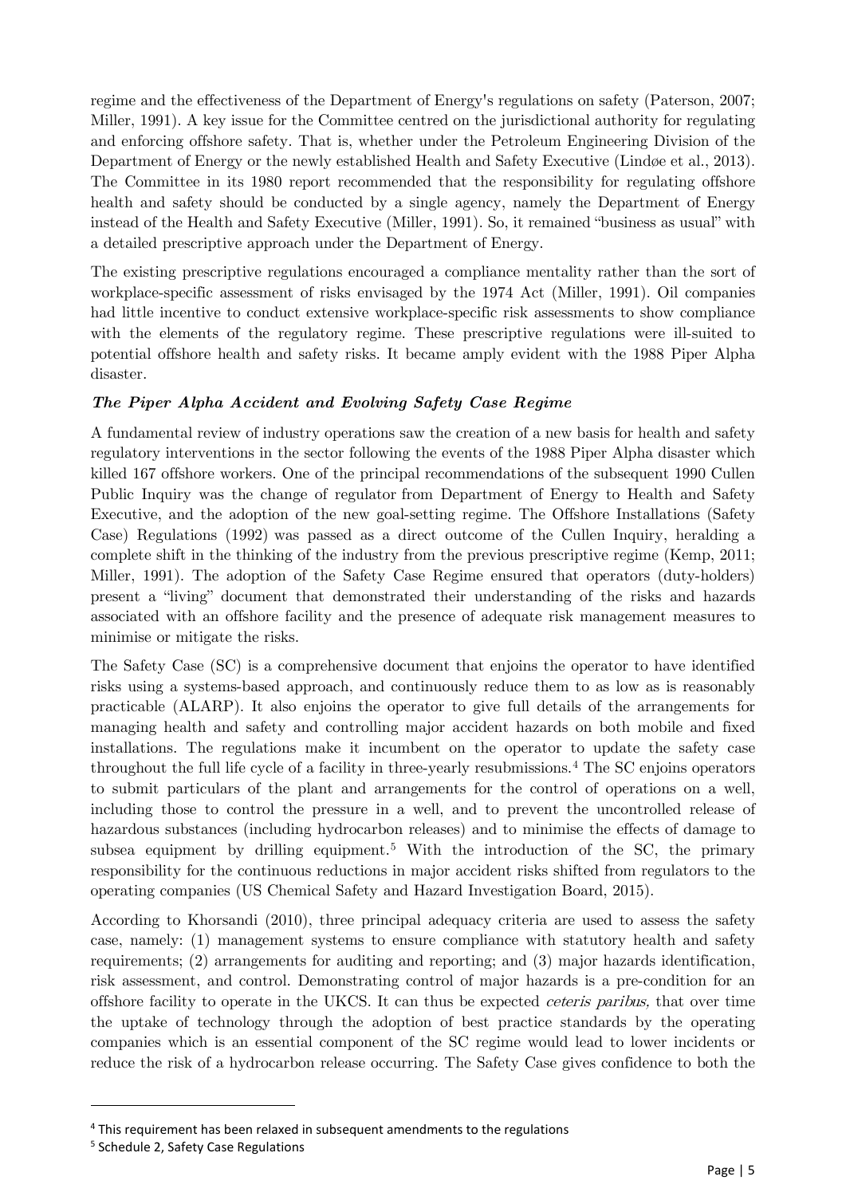regime and the effectiveness of the Department of Energy's regulations on safety (Paterson, 2007; Miller, 1991). A key issue for the Committee centred on the jurisdictional authority for regulating and enforcing offshore safety. That is, whether under the Petroleum Engineering Division of the Department of Energy or the newly established Health and Safety Executive (Lindøe et al., 2013). The Committee in its 1980 report recommended that the responsibility for regulating offshore health and safety should be conducted by a single agency, namely the Department of Energy instead of the Health and Safety Executive (Miller, 1991). So, it remained "business as usual" with a detailed prescriptive approach under the Department of Energy.

The existing prescriptive regulations encouraged a compliance mentality rather than the sort of workplace-specific assessment of risks envisaged by the 1974 Act (Miller, 1991). Oil companies had little incentive to conduct extensive workplace-specific risk assessments to show compliance with the elements of the regulatory regime. These prescriptive regulations were ill-suited to potential offshore health and safety risks. It became amply evident with the 1988 Piper Alpha disaster.

### *The Piper Alpha Accident and Evolving Safety Case Regime*

A fundamental review of industry operations saw the creation of a new basis for health and safety regulatory interventions in the sector following the events of the 1988 Piper Alpha disaster which killed 167 offshore workers. One of the principal recommendations of the subsequent 1990 Cullen Public Inquiry was the change of regulator from Department of Energy to Health and Safety Executive, and the adoption of the new goal-setting regime. The Offshore Installations (Safety Case) Regulations (1992) was passed as a direct outcome of the Cullen Inquiry, heralding a complete shift in the thinking of the industry from the previous prescriptive regime (Kemp, 2011; Miller, 1991). The adoption of the Safety Case Regime ensured that operators (duty-holders) present a "living" document that demonstrated their understanding of the risks and hazards associated with an offshore facility and the presence of adequate risk management measures to minimise or mitigate the risks.

The Safety Case (SC) is a comprehensive document that enjoins the operator to have identified risks using a systems-based approach, and continuously reduce them to as low as is reasonably practicable (ALARP). It also enjoins the operator to give full details of the arrangements for managing health and safety and controlling major accident hazards on both mobile and fixed installations. The regulations make it incumbent on the operator to update the safety case throughout the full life cycle of a facility in three-yearly resubmissions.[4] The SC enjoins operators to submit particulars of the plant and arrangements for the control of operations on a well, including those to control the pressure in a well, and to prevent the uncontrolled release of hazardous substances (including hydrocarbon releases) and to minimise the effects of damage to subsea equipment by drilling equipment.[5] With the introduction of the SC, the primary responsibility for the continuous reductions in major accident risks shifted from regulators to the operating companies (US Chemical Safety and Hazard Investigation Board, 2015).

According to Khorsandi (2010), three principal adequacy criteria are used to assess the safety case, namely: (1) management systems to ensure compliance with statutory health and safety requirements; (2) arrangements for auditing and reporting; and (3) major hazards identification, risk assessment, and control. Demonstrating control of major hazards is a pre-condition for an offshore facility to operate in the UKCS. It can thus be expected *ceteris paribus,* that over time the uptake of technology through the adoption of best practice standards by the operating companies which is an essential component of the SC regime would lead to lower incidents or reduce the risk of a hydrocarbon release occurring. The Safety Case gives confidence to both the

---

[4] This requirement has been relaxed in subsequent amendments to the regulations

[5] Schedule 2, Safety Case Regulations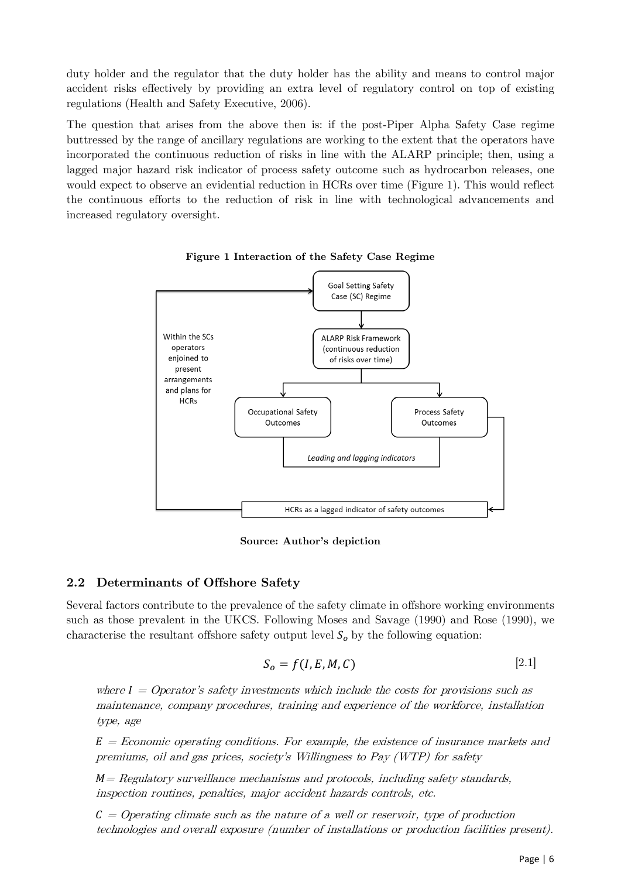duty holder and the regulator that the duty holder has the ability and means to control major accident risks effectively by providing an extra level of regulatory control on top of existing regulations (Health and Safety Executive, 2006).

The question that arises from the above then is: if the post-Piper Alpha Safety Case regime buttressed by the range of ancillary regulations are working to the extent that the operators have incorporated the continuous reduction of risks in line with the ALARP principle; then, using a lagged major hazard risk indicator of process safety outcome such as hydrocarbon releases, one would expect to observe an evidential reduction in HCRs over time (Figure 1). This would reflect the continuous efforts to the reduction of risk in line with technological advancements and increased regulatory oversight.

**Figure 1 Interaction of the Safety Case Regime**

Goal Setting Safety Case (SC) Regime

ALARP Risk Framework (continuous reduction of risks over time)

Occupational Safety Outcomes

Process Safety Outcomes

*Leading and lagging indicators*

HCRs as a lagged indicator of safety outcomes

Within the SCs operators enjoined to present arrangements and plans for HCRs

**Source: Author's depiction**

## 2.2 Determinants of Offshore Safety

Several factors contribute to the prevalence of the safety climate in offshore working environments such as those prevalent in the UKCS. Following Moses and Savage (1990) and Rose (1990), we characterise the resultant offshore safety output level $S_o$ by the following equation:

$$S_o = f(I, E, M, C) \quad [2.1]$$

*where* $I$ *= Operator's safety investments which include the costs for provisions such as maintenance, company procedures, training and experience of the workforce, installation type, age*

$E$ *= Economic operating conditions. For example, the existence of insurance markets and premiums, oil and gas prices, society's Willingness to Pay (WTP) for safety*

$M$ *= Regulatory surveillance mechanisms and protocols, including safety standards, inspection routines, penalties, major accident hazards controls, etc.*

$C$ *= Operating climate such as the nature of a well or reservoir, type of production technologies and overall exposure (number of installations or production facilities present).*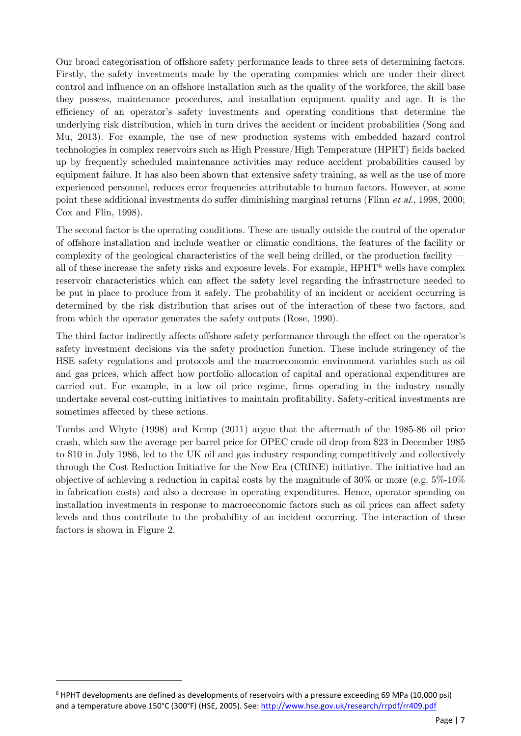Our broad categorisation of offshore safety performance leads to three sets of determining factors. Firstly, the safety investments made by the operating companies which are under their direct control and influence on an offshore installation such as the quality of the workforce, the skill base they possess, maintenance procedures, and installation equipment quality and age. It is the efficiency of an operator's safety investments and operating conditions that determine the underlying risk distribution, which in turn drives the accident or incident probabilities (Song and Mu, 2013). For example, the use of new production systems with embedded hazard control technologies in complex reservoirs such as High Pressure/High Temperature (HPHT) fields backed up by frequently scheduled maintenance activities may reduce accident probabilities caused by equipment failure. It has also been shown that extensive safety training, as well as the use of more experienced personnel, reduces error frequencies attributable to human factors. However, at some point these additional investments do suffer diminishing marginal returns (Flinn *et al.*, 1998, 2000; Cox and Flin, 1998).

The second factor is the operating conditions. These are usually outside the control of the operator of offshore installation and include weather or climatic conditions, the features of the facility or complexity of the geological characteristics of the well being drilled, or the production facility — all of these increase the safety risks and exposure levels. For example, HPHT[6] wells have complex reservoir characteristics which can affect the safety level regarding the infrastructure needed to be put in place to produce from it safely. The probability of an incident or accident occurring is determined by the risk distribution that arises out of the interaction of these two factors, and from which the operator generates the safety outputs (Rose, 1990).

The third factor indirectly affects offshore safety performance through the effect on the operator's safety investment decisions via the safety production function. These include stringency of the HSE safety regulations and protocols and the macroeconomic environment variables such as oil and gas prices, which affect how portfolio allocation of capital and operational expenditures are carried out. For example, in a low oil price regime, firms operating in the industry usually undertake several cost-cutting initiatives to maintain profitability. Safety-critical investments are sometimes affected by these actions.

Tombs and Whyte (1998) and Kemp (2011) argue that the aftermath of the 1985-86 oil price crash, which saw the average per barrel price for OPEC crude oil drop from $23 in December 1985 to $10 in July 1986, led to the UK oil and gas industry responding competitively and collectively through the Cost Reduction Initiative for the New Era (CRINE) initiative. The initiative had an objective of achieving a reduction in capital costs by the magnitude of 30% or more (e.g. 5%-10% in fabrication costs) and also a decrease in operating expenditures. Hence, operator spending on installation investments in response to macroeconomic factors such as oil prices can affect safety levels and thus contribute to the probability of an incident occurring. The interaction of these factors is shown in Figure 2.

---

[6] HPHT developments are defined as developments of reservoirs with a pressure exceeding 69 MPa (10,000 psi) and a temperature above 150°C (300°F) (HSE, 2005). See: http://www.hse.gov.uk/research/rrpdf/rr409.pdf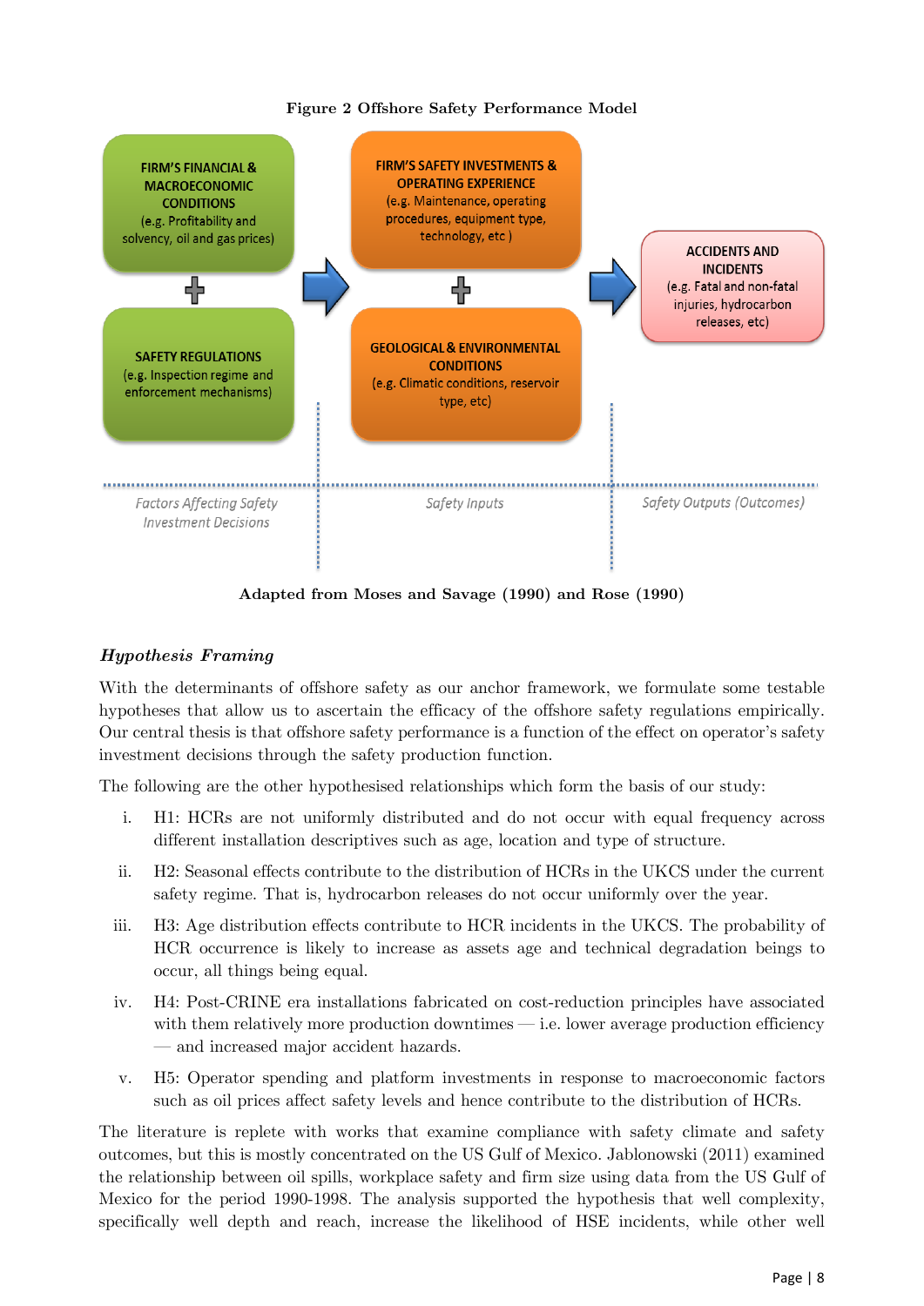**Figure 2 Offshore Safety Performance Model**

FIRM'S FINANCIAL & MACROECONOMIC CONDITIONS (e.g. Profitability and solvency, oil and gas prices)

+

SAFETY REGULATIONS (e.g. Inspection regime and enforcement mechanisms)

FIRM'S SAFETY INVESTMENTS & OPERATING EXPERIENCE (e.g. Maintenance, operating procedures, equipment type, technology, etc )

+

GEOLOGICAL & ENVIRONMENTAL CONDITIONS (e.g. Climatic conditions, reservoir type, etc)

ACCIDENTS AND INCIDENTS (e.g. Fatal and non-fatal injuries, hydrocarbon releases, etc)

*Factors Affecting Safety Investment Decisions* | *Safety Inputs* | *Safety Outputs (Outcomes)*

**Adapted from Moses and Savage (1990) and Rose (1990)**

### *Hypothesis Framing*

With the determinants of offshore safety as our anchor framework, we formulate some testable hypotheses that allow us to ascertain the efficacy of the offshore safety regulations empirically. Our central thesis is that offshore safety performance is a function of the effect on operator's safety investment decisions through the safety production function.

The following are the other hypothesised relationships which form the basis of our study:

i. H1: HCRs are not uniformly distributed and do not occur with equal frequency across different installation descriptives such as age, location and type of structure.

ii. H2: Seasonal effects contribute to the distribution of HCRs in the UKCS under the current safety regime. That is, hydrocarbon releases do not occur uniformly over the year.

iii. H3: Age distribution effects contribute to HCR incidents in the UKCS. The probability of HCR occurrence is likely to increase as assets age and technical degradation beings to occur, all things being equal.

iv. H4: Post-CRINE era installations fabricated on cost-reduction principles have associated with them relatively more production downtimes — i.e. lower average production efficiency — and increased major accident hazards.

v. H5: Operator spending and platform investments in response to macroeconomic factors such as oil prices affect safety levels and hence contribute to the distribution of HCRs.

The literature is replete with works that examine compliance with safety climate and safety outcomes, but this is mostly concentrated on the US Gulf of Mexico. Jablonowski (2011) examined the relationship between oil spills, workplace safety and firm size using data from the US Gulf of Mexico for the period 1990-1998. The analysis supported the hypothesis that well complexity, specifically well depth and reach, increase the likelihood of HSE incidents, while other well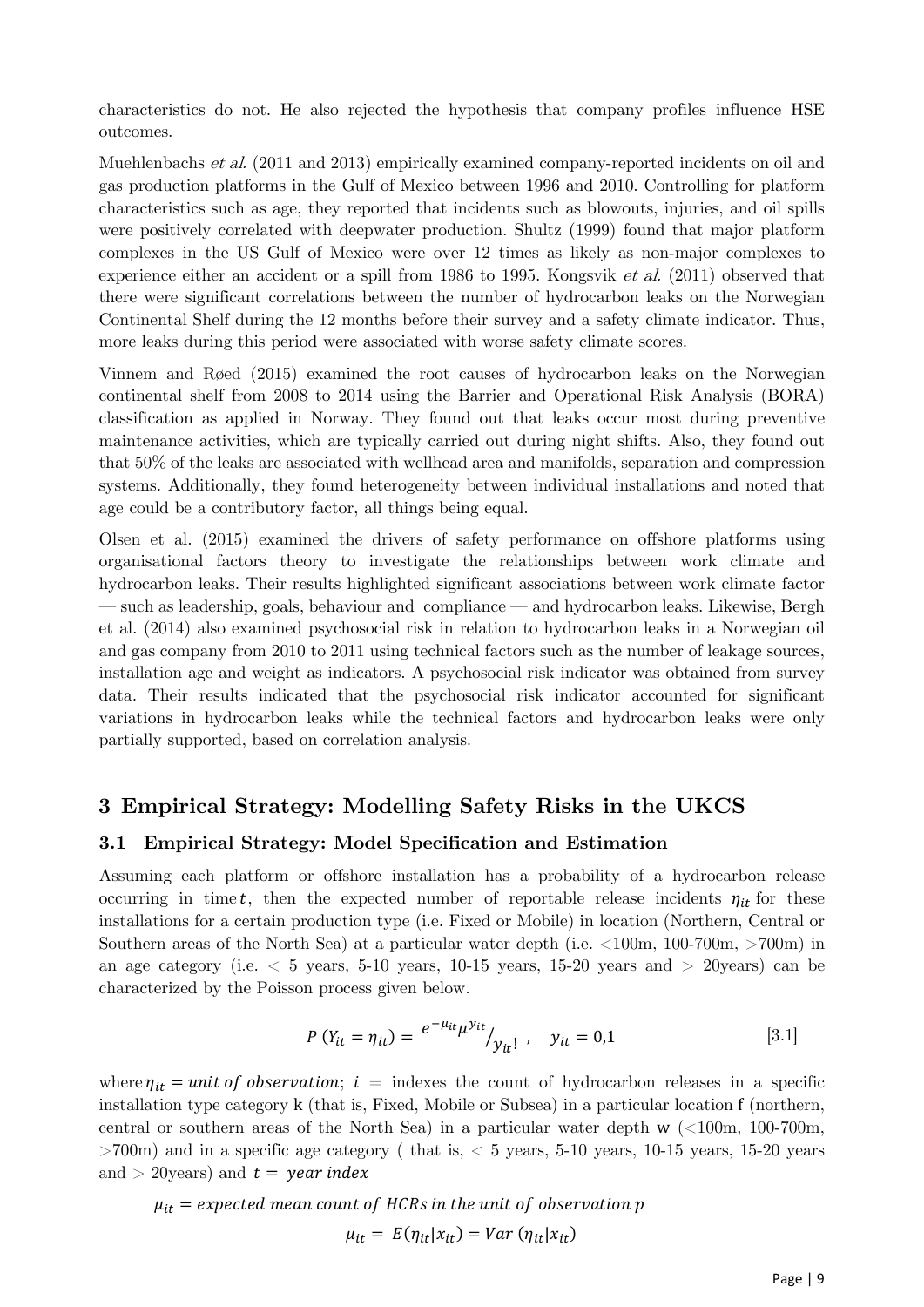characteristics do not. He also rejected the hypothesis that company profiles influence HSE outcomes.

Muehlenbachs *et al.* (2011 and 2013) empirically examined company-reported incidents on oil and gas production platforms in the Gulf of Mexico between 1996 and 2010. Controlling for platform characteristics such as age, they reported that incidents such as blowouts, injuries, and oil spills were positively correlated with deepwater production. Shultz (1999) found that major platform complexes in the US Gulf of Mexico were over 12 times as likely as non-major complexes to experience either an accident or a spill from 1986 to 1995. Kongsvik *et al.* (2011) observed that there were significant correlations between the number of hydrocarbon leaks on the Norwegian Continental Shelf during the 12 months before their survey and a safety climate indicator. Thus, more leaks during this period were associated with worse safety climate scores.

Vinnem and Røed (2015) examined the root causes of hydrocarbon leaks on the Norwegian continental shelf from 2008 to 2014 using the Barrier and Operational Risk Analysis (BORA) classification as applied in Norway. They found out that leaks occur most during preventive maintenance activities, which are typically carried out during night shifts. Also, they found out that 50% of the leaks are associated with wellhead area and manifolds, separation and compression systems. Additionally, they found heterogeneity between individual installations and noted that age could be a contributory factor, all things being equal.

Olsen et al. (2015) examined the drivers of safety performance on offshore platforms using organisational factors theory to investigate the relationships between work climate and hydrocarbon leaks. Their results highlighted significant associations between work climate factor — such as leadership, goals, behaviour and compliance — and hydrocarbon leaks. Likewise, Bergh et al. (2014) also examined psychosocial risk in relation to hydrocarbon leaks in a Norwegian oil and gas company from 2010 to 2011 using technical factors such as the number of leakage sources, installation age and weight as indicators. A psychosocial risk indicator was obtained from survey data. Their results indicated that the psychosocial risk indicator accounted for significant variations in hydrocarbon leaks while the technical factors and hydrocarbon leaks were only partially supported, based on correlation analysis.

## 3 Empirical Strategy: Modelling Safety Risks in the UKCS

### 3.1 Empirical Strategy: Model Specification and Estimation

Assuming each platform or offshore installation has a probability of a hydrocarbon release occurring in time $t$, then the expected number of reportable release incidents $\eta_{it}$ for these installations for a certain production type (i.e. Fixed or Mobile) in location (Northern, Central or Southern areas of the North Sea) at a particular water depth (i.e. <100m, 100-700m, >700m) in an age category (i.e. < 5 years, 5-10 years, 10-15 years, 15-20 years and > 20years) can be characterized by the Poisson process given below.

$$P\left(Y_{it} = \eta_{it}\right) = {e^{-\mu_{it}} \mu^{y_{it}}} / {y_{it}!}\ , \quad y_{it} = 0{,}1 \qquad [3.1]$$

where $\eta_{it} = unit\ of\ observation$; $i$ = indexes the count of hydrocarbon releases in a specific installation type category k (that is, Fixed, Mobile or Subsea) in a particular location f (northern, central or southern areas of the North Sea) in a particular water depth w (<100m, 100-700m, >700m) and in a specific age category ( that is, < 5 years, 5-10 years, 10-15 years, 15-20 years and > 20years) and $t = year\ index$

$\mu_{it} = expected\ mean\ count\ of\ HCRs\ in\ the\ unit\ of\ observation\ p$

$$\mu_{it} = E(\eta_{it}|x_{it}) = Var\ (\eta_{it}|x_{it})$$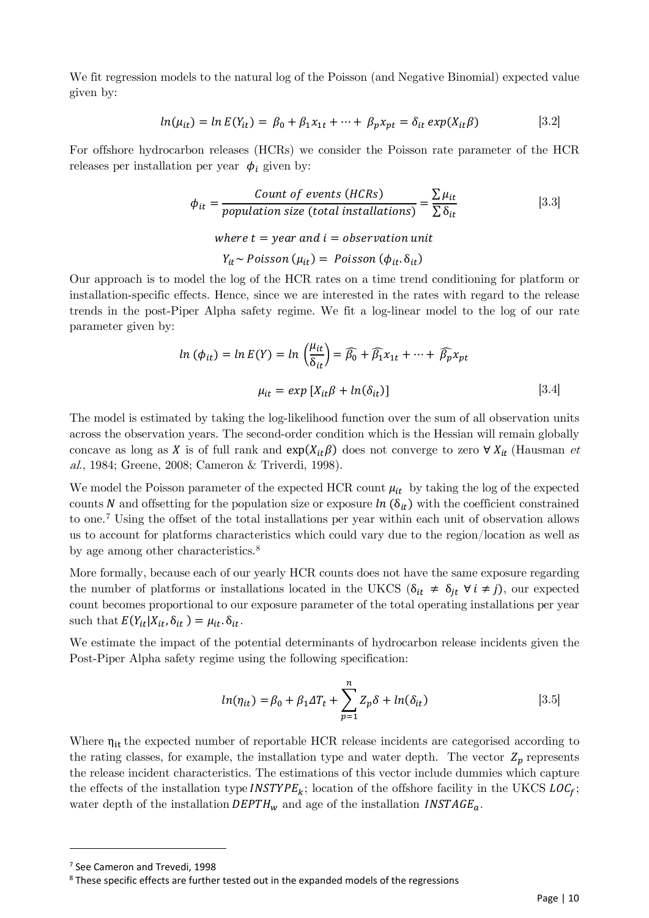We fit regression models to the natural log of the Poisson (and Negative Binomial) expected value given by:

$$ln(\mu_{it}) = ln\,E(Y_{it}) = \beta_0 + \beta_1 x_{1t} + \cdots + \beta_p x_{pt} = \delta_{it}\,exp(X_{it}\beta) \qquad [3.2]$$

For offshore hydrocarbon releases (HCRs) we consider the Poisson rate parameter of the HCR releases per installation per year $\phi_i$ given by:

$$\phi_{it} = \frac{Count\ of\ events\ (HCRs)}{population\ size\ (total\ installations)} = \frac{\sum \mu_{it}}{\sum \delta_{it}} \qquad [3.3]$$

$$where\ t = year\ and\ i = observation\ unit$$

$$Y_{it} \sim Poisson\,(\mu_{it}) = \ Poisson\,(\phi_{it}.\delta_{it})$$

Our approach is to model the log of the HCR rates on a time trend conditioning for platform or installation-specific effects. Hence, since we are interested in the rates with regard to the release trends in the post-Piper Alpha safety regime. We fit a log-linear model to the log of our rate parameter given by:

$$ln\,(\phi_{it}) = ln\,E(Y) = ln\left(\frac{\mu_{it}}{\delta_{it}}\right) = \widehat{\beta_0} + \widehat{\beta_1}x_{1t} + \cdots + \widehat{\beta_p}x_{pt}$$

$$\mu_{it} = exp\,[X_{it}\beta + ln(\delta_{it})] \qquad [3.4]$$

The model is estimated by taking the log-likelihood function over the sum of all observation units across the observation years. The second-order condition which is the Hessian will remain globally concave as long as $X$ is of full rank and $\exp(X_{it}\beta)$ does not converge to zero $\forall\, X_{it}$ (Hausman *et al.*, 1984; Greene, 2008; Cameron & Triverdi, 1998).

We model the Poisson parameter of the expected HCR count $\mu_{it}$ by taking the log of the expected counts $N$ and offsetting for the population size or exposure $ln\,(\delta_{it})$ with the coefficient constrained to one.[7] Using the offset of the total installations per year within each unit of observation allows us to account for platforms characteristics which could vary due to the region/location as well as by age among other characteristics.[8]

More formally, because each of our yearly HCR counts does not have the same exposure regarding the number of platforms or installations located in the UKCS ($\delta_{it} \neq \delta_{jt}\ \forall\, i \neq j$), our expected count becomes proportional to our exposure parameter of the total operating installations per year such that $E(Y_{it}|X_{it}, \delta_{it}) = \mu_{it}.\delta_{it}$.

We estimate the impact of the potential determinants of hydrocarbon release incidents given the Post-Piper Alpha safety regime using the following specification:

$$ln(\eta_{it}) = \beta_0 + \beta_1 \Delta T_t + \sum_{p=1}^{n} Z_p\delta + ln(\delta_{it}) \qquad [3.5]$$

Where $\eta_{it}$ the expected number of reportable HCR release incidents are categorised according to the rating classes, for example, the installation type and water depth. The vector $Z_p$ represents the release incident characteristics. The estimations of this vector include dummies which capture the effects of the installation type $INSTYPE_k$; location of the offshore facility in the UKCS $LOC_f$; water depth of the installation $DEPTH_w$ and age of the installation $INSTAGE_a$.

---

[7] See Cameron and Trevedi, 1998

[8] These specific effects are further tested out in the expanded models of the regressions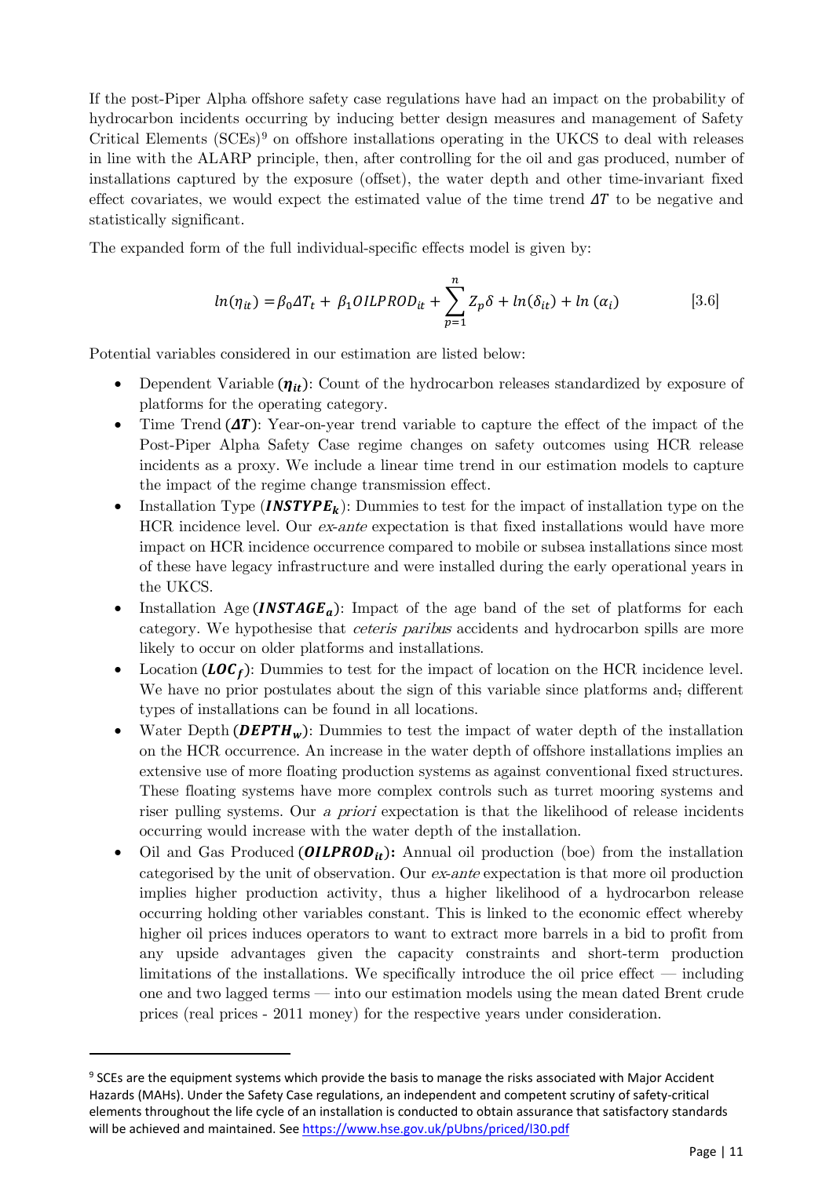If the post-Piper Alpha offshore safety case regulations have had an impact on the probability of hydrocarbon incidents occurring by inducing better design measures and management of Safety Critical Elements (SCEs)[9] on offshore installations operating in the UKCS to deal with releases in line with the ALARP principle, then, after controlling for the oil and gas produced, number of installations captured by the exposure (offset), the water depth and other time-invariant fixed effect covariates, we would expect the estimated value of the time trend $\Delta T$ to be negative and statistically significant.

The expanded form of the full individual-specific effects model is given by:

$$ln(\eta_{it}) = \beta_0 \Delta T_t + \beta_1 OILPROD_{it} + \sum_{p=1}^{n} Z_p \delta + ln(\delta_{it}) + ln\,(\alpha_i) \qquad [3.6]$$

Potential variables considered in our estimation are listed below:

- Dependent Variable ($\boldsymbol{\eta_{it}}$): Count of the hydrocarbon releases standardized by exposure of platforms for the operating category.
- Time Trend ($\boldsymbol{\Delta T}$): Year-on-year trend variable to capture the effect of the impact of the Post-Piper Alpha Safety Case regime changes on safety outcomes using HCR release incidents as a proxy. We include a linear time trend in our estimation models to capture the impact of the regime change transmission effect.
- Installation Type ($\boldsymbol{INSTYPE_k}$): Dummies to test for the impact of installation type on the HCR incidence level. Our *ex-ante* expectation is that fixed installations would have more impact on HCR incidence occurrence compared to mobile or subsea installations since most of these have legacy infrastructure and were installed during the early operational years in the UKCS.
- Installation Age ($\boldsymbol{INSTAGE_a}$): Impact of the age band of the set of platforms for each category. We hypothesise that *ceteris paribus* accidents and hydrocarbon spills are more likely to occur on older platforms and installations.
- Location ($\boldsymbol{LOC_f}$): Dummies to test for the impact of location on the HCR incidence level. We have no prior postulates about the sign of this variable since platforms and, different types of installations can be found in all locations.
- Water Depth ($\boldsymbol{DEPTH_w}$): Dummies to test the impact of water depth of the installation on the HCR occurrence. An increase in the water depth of offshore installations implies an extensive use of more floating production systems as against conventional fixed structures. These floating systems have more complex controls such as turret mooring systems and riser pulling systems. Our *a priori* expectation is that the likelihood of release incidents occurring would increase with the water depth of the installation.
- Oil and Gas Produced ($\boldsymbol{OILPROD_{it}}$)**:** Annual oil production (boe) from the installation categorised by the unit of observation. Our *ex-ante* expectation is that more oil production implies higher production activity, thus a higher likelihood of a hydrocarbon release occurring holding other variables constant. This is linked to the economic effect whereby higher oil prices induces operators to want to extract more barrels in a bid to profit from any upside advantages given the capacity constraints and short-term production limitations of the installations. We specifically introduce the oil price effect — including one and two lagged terms — into our estimation models using the mean dated Brent crude prices (real prices - 2011 money) for the respective years under consideration.

---

[9] SCEs are the equipment systems which provide the basis to manage the risks associated with Major Accident Hazards (MAHs). Under the Safety Case regulations, an independent and competent scrutiny of safety-critical elements throughout the life cycle of an installation is conducted to obtain assurance that satisfactory standards will be achieved and maintained. See https://www.hse.gov.uk/pUbns/priced/l30.pdf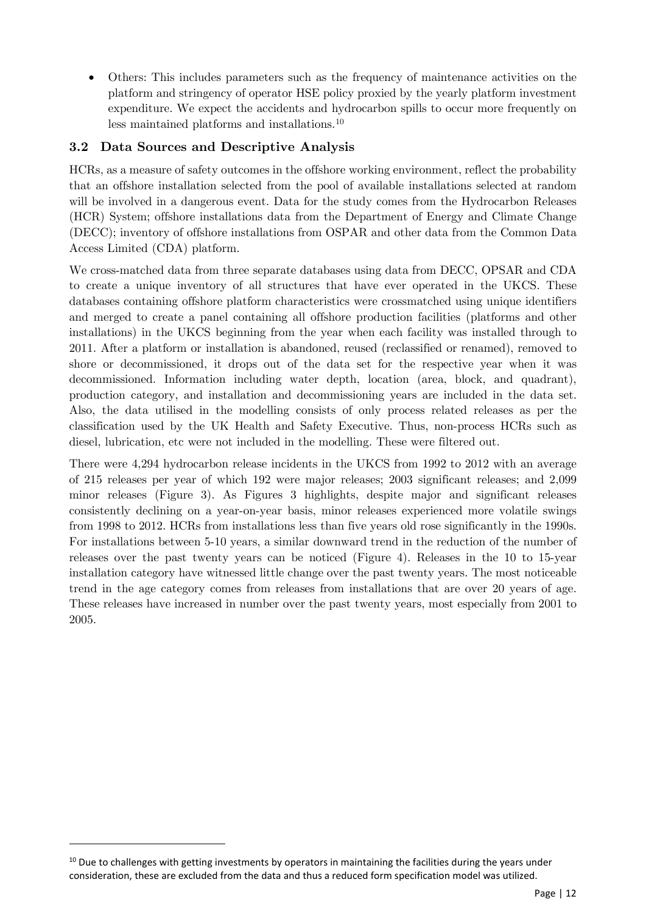- Others: This includes parameters such as the frequency of maintenance activities on the platform and stringency of operator HSE policy proxied by the yearly platform investment expenditure. We expect the accidents and hydrocarbon spills to occur more frequently on less maintained platforms and installations.[10]

## 3.2 Data Sources and Descriptive Analysis

HCRs, as a measure of safety outcomes in the offshore working environment, reflect the probability that an offshore installation selected from the pool of available installations selected at random will be involved in a dangerous event. Data for the study comes from the Hydrocarbon Releases (HCR) System; offshore installations data from the Department of Energy and Climate Change (DECC); inventory of offshore installations from OSPAR and other data from the Common Data Access Limited (CDA) platform.

We cross-matched data from three separate databases using data from DECC, OPSAR and CDA to create a unique inventory of all structures that have ever operated in the UKCS. These databases containing offshore platform characteristics were crossmatched using unique identifiers and merged to create a panel containing all offshore production facilities (platforms and other installations) in the UKCS beginning from the year when each facility was installed through to 2011. After a platform or installation is abandoned, reused (reclassified or renamed), removed to shore or decommissioned, it drops out of the data set for the respective year when it was decommissioned. Information including water depth, location (area, block, and quadrant), production category, and installation and decommissioning years are included in the data set. Also, the data utilised in the modelling consists of only process related releases as per the classification used by the UK Health and Safety Executive. Thus, non-process HCRs such as diesel, lubrication, etc were not included in the modelling. These were filtered out.

There were 4,294 hydrocarbon release incidents in the UKCS from 1992 to 2012 with an average of 215 releases per year of which 192 were major releases; 2003 significant releases; and 2,099 minor releases (Figure 3). As Figures 3 highlights, despite major and significant releases consistently declining on a year-on-year basis, minor releases experienced more volatile swings from 1998 to 2012. HCRs from installations less than five years old rose significantly in the 1990s. For installations between 5-10 years, a similar downward trend in the reduction of the number of releases over the past twenty years can be noticed (Figure 4). Releases in the 10 to 15-year installation category have witnessed little change over the past twenty years. The most noticeable trend in the age category comes from releases from installations that are over 20 years of age. These releases have increased in number over the past twenty years, most especially from 2001 to 2005.

---

[10] Due to challenges with getting investments by operators in maintaining the facilities during the years under consideration, these are excluded from the data and thus a reduced form specification model was utilized.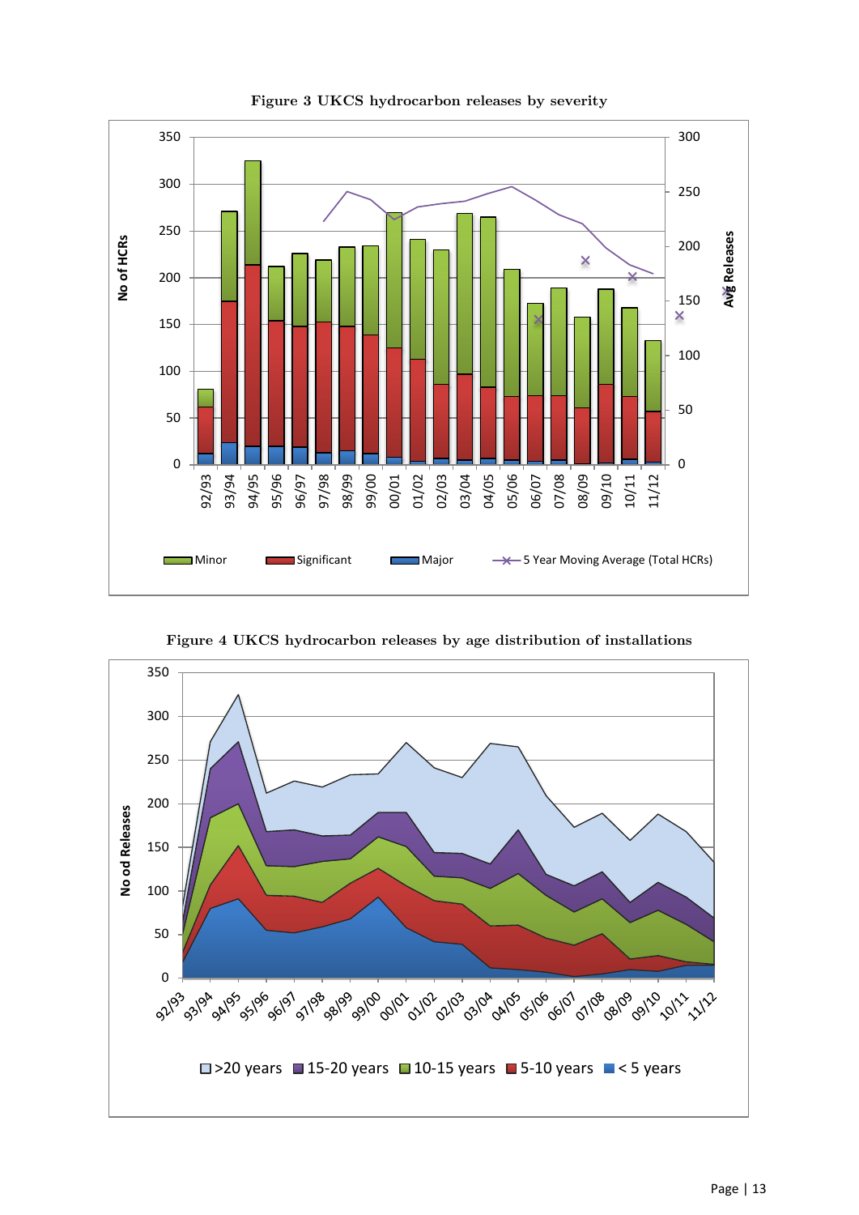**Figure 3 UKCS hydrocarbon releases by severity**

**Figure 4 UKCS hydrocarbon releases by age distribution of installations**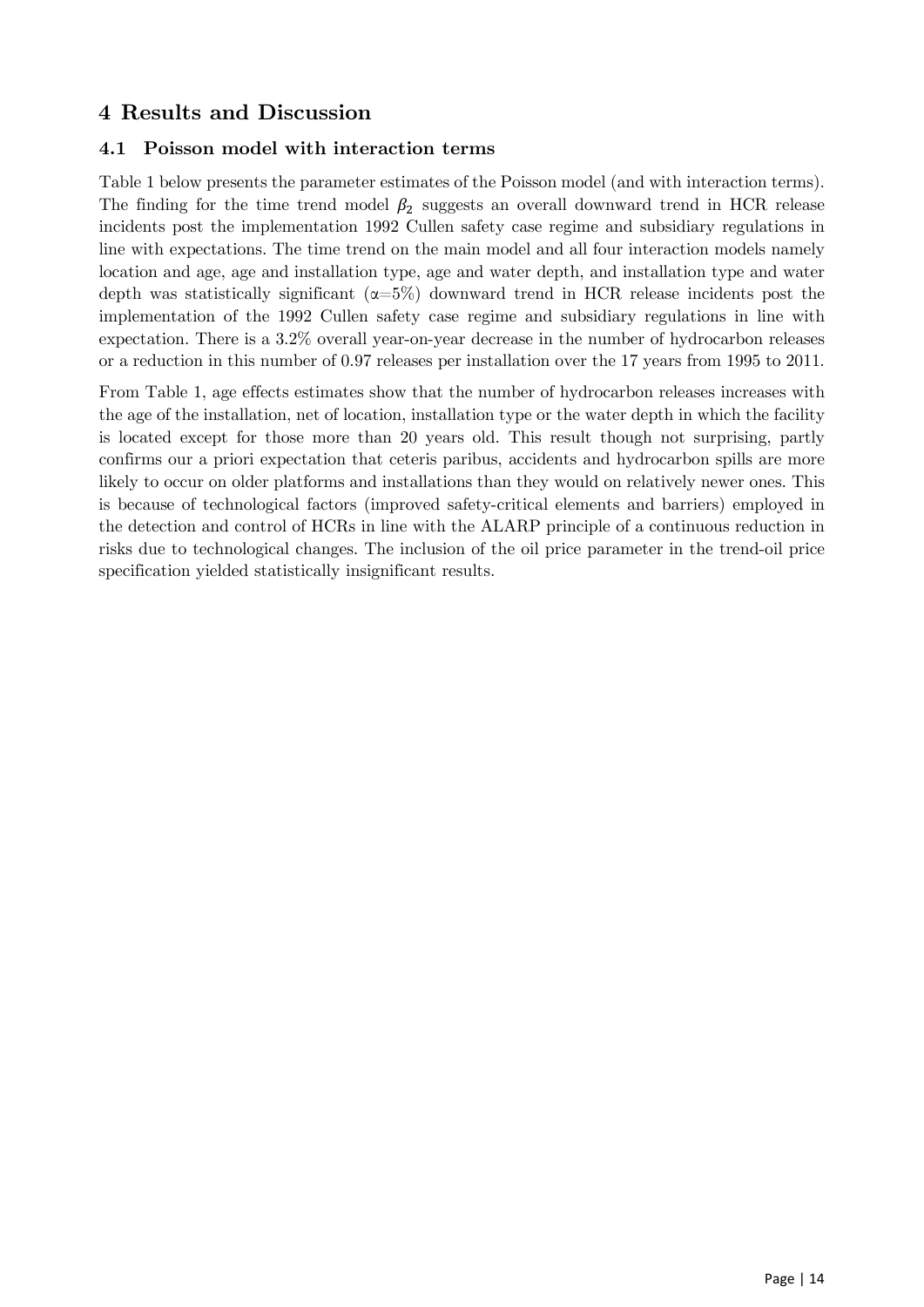# 4 Results and Discussion

## 4.1 Poisson model with interaction terms

Table 1 below presents the parameter estimates of the Poisson model (and with interaction terms). The finding for the time trend model $\beta_2$ suggests an overall downward trend in HCR release incidents post the implementation 1992 Cullen safety case regime and subsidiary regulations in line with expectations. The time trend on the main model and all four interaction models namely location and age, age and installation type, age and water depth, and installation type and water depth was statistically significant ($\alpha$=5%) downward trend in HCR release incidents post the implementation of the 1992 Cullen safety case regime and subsidiary regulations in line with expectation. There is a 3.2% overall year-on-year decrease in the number of hydrocarbon releases or a reduction in this number of 0.97 releases per installation over the 17 years from 1995 to 2011.

From Table 1, age effects estimates show that the number of hydrocarbon releases increases with the age of the installation, net of location, installation type or the water depth in which the facility is located except for those more than 20 years old. This result though not surprising, partly confirms our a priori expectation that ceteris paribus, accidents and hydrocarbon spills are more likely to occur on older platforms and installations than they would on relatively newer ones. This is because of technological factors (improved safety-critical elements and barriers) employed in the detection and control of HCRs in line with the ALARP principle of a continuous reduction in risks due to technological changes. The inclusion of the oil price parameter in the trend-oil price specification yielded statistically insignificant results.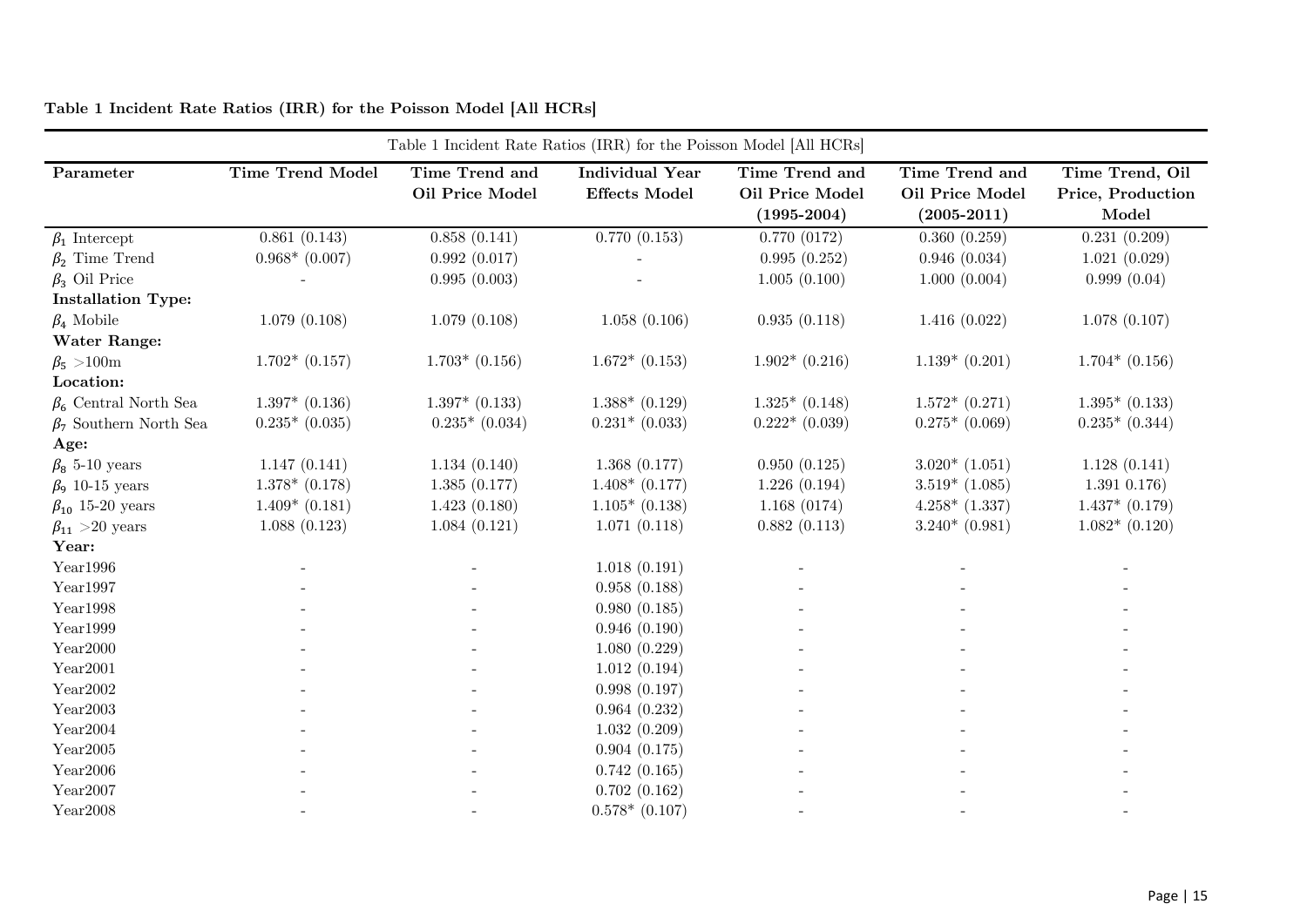**Table 1 Incident Rate Ratios (IRR) for the Poisson Model [All HCRs]**

| Table 1 Incident Rate Ratios (IRR) for the Poisson Model [All HCRs] | | | | | | |
|---|---|---|---|---|---|---|
| **Parameter** | **Time Trend Model** | **Time Trend and Oil Price Model** | **Individual Year Effects Model** | **Time Trend and Oil Price Model (1995-2004)** | **Time Trend and Oil Price Model (2005-2011)** | **Time Trend, Oil Price, Production Model** |
| $\beta_1$ Intercept | 0.861 (0.143) | 0.858 (0.141) | 0.770 (0.153) | 0.770 (0172) | 0.360 (0.259) | 0.231 (0.209) |
| $\beta_2$ Time Trend | 0.968* (0.007) | 0.992 (0.017) | - | 0.995 (0.252) | 0.946 (0.034) | 1.021 (0.029) |
| $\beta_3$ Oil Price | - | 0.995 (0.003) | - | 1.005 (0.100) | 1.000 (0.004) | 0.999 (0.04) |
| **Installation Type:** | | | | | | |
| $\beta_4$ Mobile | 1.079 (0.108) | 1.079 (0.108) | 1.058 (0.106) | 0.935 (0.118) | 1.416 (0.022) | 1.078 (0.107) |
| **Water Range:** | | | | | | |
| $\beta_5$ >100m | 1.702* (0.157) | 1.703* (0.156) | 1.672* (0.153) | 1.902* (0.216) | 1.139* (0.201) | 1.704* (0.156) |
| **Location:** | | | | | | |
| $\beta_6$ Central North Sea | 1.397* (0.136) | 1.397* (0.133) | 1.388* (0.129) | 1.325* (0.148) | 1.572* (0.271) | 1.395* (0.133) |
| $\beta_7$ Southern North Sea | 0.235* (0.035) | 0.235* (0.034) | 0.231* (0.033) | 0.222* (0.039) | 0.275* (0.069) | 0.235* (0.344) |
| **Age:** | | | | | | |
| $\beta_8$ 5-10 years | 1.147 (0.141) | 1.134 (0.140) | 1.368 (0.177) | 0.950 (0.125) | 3.020* (1.051) | 1.128 (0.141) |
| $\beta_9$ 10-15 years | 1.378* (0.178) | 1.385 (0.177) | 1.408* (0.177) | 1.226 (0.194) | 3.519* (1.085) | 1.391 0.176) |
| $\beta_{10}$ 15-20 years | 1.409* (0.181) | 1.423 (0.180) | 1.105* (0.138) | 1.168 (0174) | 4.258* (1.337) | 1.437* (0.179) |
| $\beta_{11}$ >20 years | 1.088 (0.123) | 1.084 (0.121) | 1.071 (0.118) | 0.882 (0.113) | 3.240* (0.981) | 1.082* (0.120) |
| **Year:** | | | | | | |
| Year1996 | - | - | 1.018 (0.191) | - | - | - |
| Year1997 | - | - | 0.958 (0.188) | - | - | - |
| Year1998 | - | - | 0.980 (0.185) | - | - | - |
| Year1999 | - | - | 0.946 (0.190) | - | - | - |
| Year2000 | - | - | 1.080 (0.229) | - | - | - |
| Year2001 | - | - | 1.012 (0.194) | - | - | - |
| Year2002 | - | - | 0.998 (0.197) | - | - | - |
| Year2003 | - | - | 0.964 (0.232) | - | - | - |
| Year2004 | - | - | 1.032 (0.209) | - | - | - |
| Year2005 | - | - | 0.904 (0.175) | - | - | - |
| Year2006 | - | - | 0.742 (0.165) | - | - | - |
| Year2007 | - | - | 0.702 (0.162) | - | - | - |
| Year2008 | - | - | 0.578* (0.107) | - | - | - |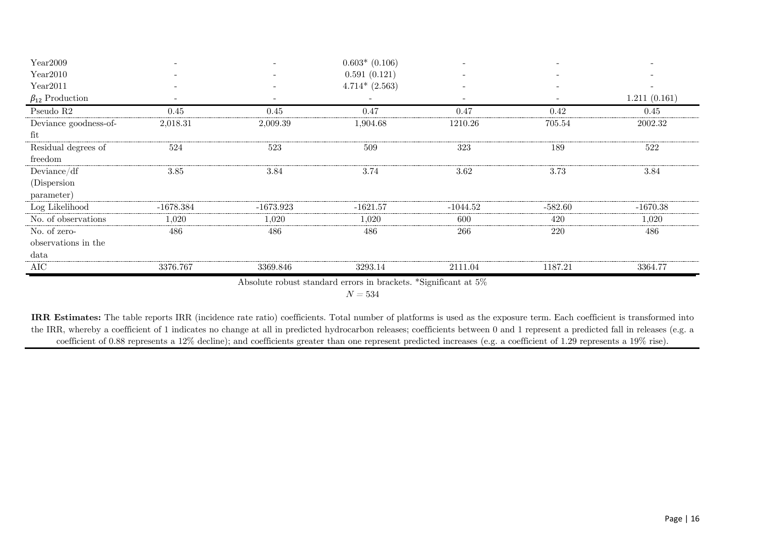| | | | | | | |
|---|---|---|---|---|---|---|
| Year2009 | - | - | 0.603* (0.106) | - | - | - |
| Year2010 | - | - | 0.591 (0.121) | - | - | - |
| Year2011 | - | - | 4.714* (2.563) | - | - | - |
| $\beta_{12}$ Production | - | - | - | - | - | 1.211 (0.161) |
| Pseudo R2 | 0.45 | 0.45 | 0.47 | 0.47 | 0.42 | 0.45 |
| Deviance goodness-of-fit | 2,018.31 | 2,009.39 | 1,904.68 | 1210.26 | 705.54 | 2002.32 |
| Residual degrees of freedom | 524 | 523 | 509 | 323 | 189 | 522 |
| Deviance/df (Dispersion parameter) | 3.85 | 3.84 | 3.74 | 3.62 | 3.73 | 3.84 |
| Log Likelihood | -1678.384 | -1673.923 | -1621.57 | -1044.52 | -582.60 | -1670.38 |
| No. of observations | 1,020 | 1,020 | 1,020 | 600 | 420 | 1,020 |
| No. of zero-observations in the data | 486 | 486 | 486 | 266 | 220 | 486 |
| AIC | 3376.767 | 3369.846 | 3293.14 | 2111.04 | 1187.21 | 3364.77 |

Absolute robust standard errors in brackets. *Significant at 5%

$N = 534$

**IRR Estimates:** The table reports IRR (incidence rate ratio) coefficients. Total number of platforms is used as the exposure term. Each coefficient is transformed into the IRR, whereby a coefficient of 1 indicates no change at all in predicted hydrocarbon releases; coefficients between 0 and 1 represent a predicted fall in releases (e.g. a coefficient of 0.88 represents a 12% decline); and coefficients greater than one represent predicted increases (e.g. a coefficient of 1.29 represents a 19% rise).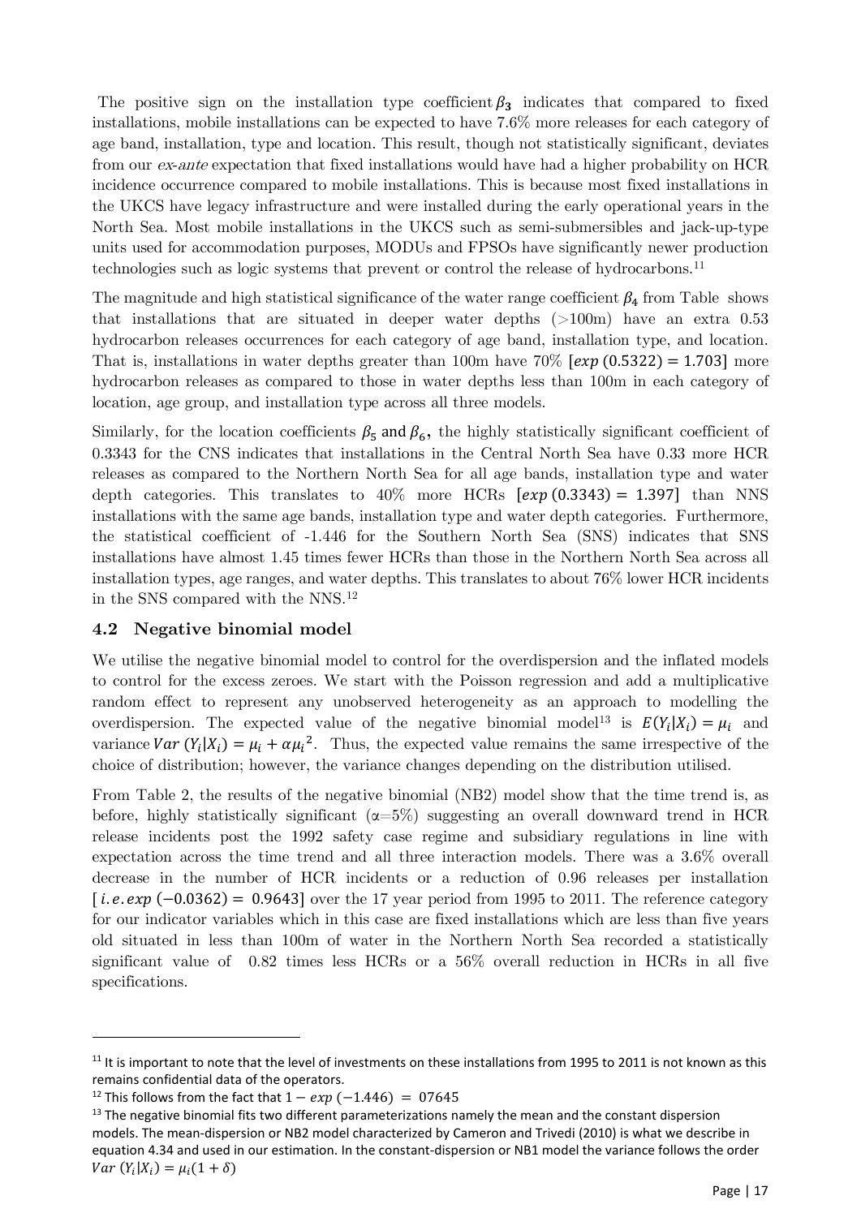The positive sign on the installation type coefficient $\beta_3$ indicates that compared to fixed installations, mobile installations can be expected to have 7.6% more releases for each category of age band, installation, type and location. This result, though not statistically significant, deviates from our *ex-ante* expectation that fixed installations would have had a higher probability on HCR incidence occurrence compared to mobile installations. This is because most fixed installations in the UKCS have legacy infrastructure and were installed during the early operational years in the North Sea. Most mobile installations in the UKCS such as semi-submersibles and jack-up-type units used for accommodation purposes, MODUs and FPSOs have significantly newer production technologies such as logic systems that prevent or control the release of hydrocarbons.[11]

The magnitude and high statistical significance of the water range coefficient $\beta_4$ from Table shows that installations that are situated in deeper water depths (>100m) have an extra 0.53 hydrocarbon releases occurrences for each category of age band, installation type, and location. That is, installations in water depths greater than 100m have 70% $[exp\,(0.5322) = 1.703]$ more hydrocarbon releases as compared to those in water depths less than 100m in each category of location, age group, and installation type across all three models.

Similarly, for the location coefficients $\beta_5$ and $\beta_6$, the highly statistically significant coefficient of 0.3343 for the CNS indicates that installations in the Central North Sea have 0.33 more HCR releases as compared to the Northern North Sea for all age bands, installation type and water depth categories. This translates to 40% more HCRs $[exp\,(0.3343) = 1.397]$ than NNS installations with the same age bands, installation type and water depth categories. Furthermore, the statistical coefficient of -1.446 for the Southern North Sea (SNS) indicates that SNS installations have almost 1.45 times fewer HCRs than those in the Northern North Sea across all installation types, age ranges, and water depths. This translates to about 76% lower HCR incidents in the SNS compared with the NNS.[12]

### 4.2 Negative binomial model

We utilise the negative binomial model to control for the overdispersion and the inflated models to control for the excess zeroes. We start with the Poisson regression and add a multiplicative random effect to represent any unobserved heterogeneity as an approach to modelling the overdispersion. The expected value of the negative binomial model[13] is $E(Y_i|X_i) = \mu_i$ and variance $Var\,(Y_i|X_i) = \mu_i + \alpha\mu_i^2$. Thus, the expected value remains the same irrespective of the choice of distribution; however, the variance changes depending on the distribution utilised.

From Table 2, the results of the negative binomial (NB2) model show that the time trend is, as before, highly statistically significant (α=5%) suggesting an overall downward trend in HCR release incidents post the 1992 safety case regime and subsidiary regulations in line with expectation across the time trend and all three interaction models. There was a 3.6% overall decrease in the number of HCR incidents or a reduction of 0.96 releases per installation $[\,i.e.\,exp\,(-0.0362) = 0.9643]$ over the 17 year period from 1995 to 2011. The reference category for our indicator variables which in this case are fixed installations which are less than five years old situated in less than 100m of water in the Northern North Sea recorded a statistically significant value of 0.82 times less HCRs or a 56% overall reduction in HCRs in all five specifications.

---

[11] It is important to note that the level of investments on these installations from 1995 to 2011 is not known as this remains confidential data of the operators.

[12] This follows from the fact that $1 - exp\,(-1.446) = 07645$

[13] The negative binomial fits two different parameterizations namely the mean and the constant dispersion models. The mean-dispersion or NB2 model characterized by Cameron and Trivedi (2010) is what we describe in equation 4.34 and used in our estimation. In the constant-dispersion or NB1 model the variance follows the order $Var\,(Y_i|X_i) = \mu_i(1 + \delta)$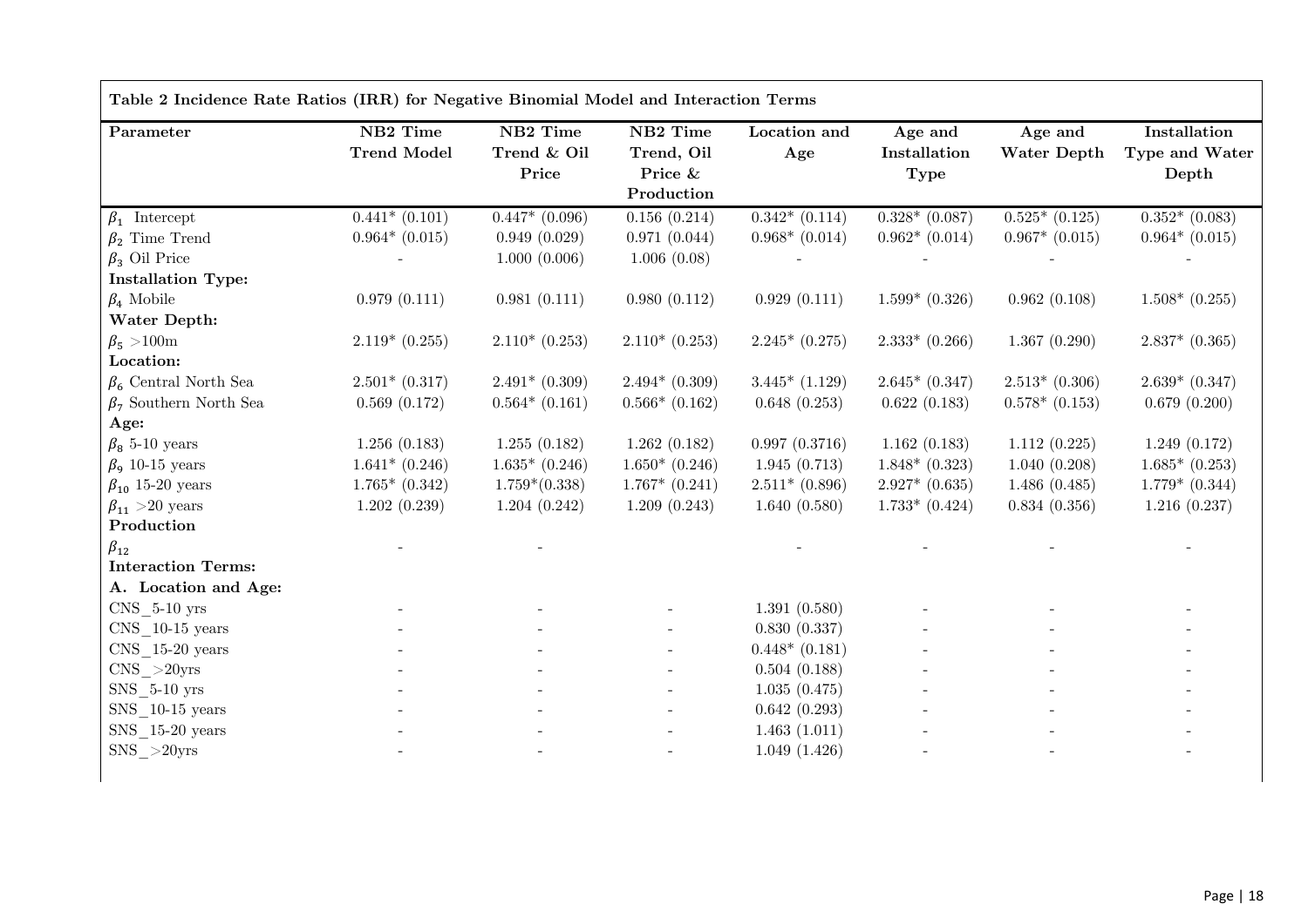**Table 2 Incidence Rate Ratios (IRR) for Negative Binomial Model and Interaction Terms**

| Parameter | NB2 Time Trend Model | NB2 Time Trend & Oil Price | NB2 Time Trend, Oil Price & Production | Location and Age | Age and Installation Type | Age and Water Depth | Installation Type and Water Depth |
|---|---|---|---|---|---|---|---|
| $\beta_1$ Intercept | 0.441* (0.101) | 0.447* (0.096) | 0.156 (0.214) | 0.342* (0.114) | 0.328* (0.087) | 0.525* (0.125) | 0.352* (0.083) |
| $\beta_2$ Time Trend | 0.964* (0.015) | 0.949 (0.029) | 0.971 (0.044) | 0.968* (0.014) | 0.962* (0.014) | 0.967* (0.015) | 0.964* (0.015) |
| $\beta_3$ Oil Price | - | 1.000 (0.006) | 1.006 (0.08) | - | - | - | - |
| **Installation Type:** | | | | | | | |
| $\beta_4$ Mobile | 0.979 (0.111) | 0.981 (0.111) | 0.980 (0.112) | 0.929 (0.111) | 1.599* (0.326) | 0.962 (0.108) | 1.508* (0.255) |
| **Water Depth:** | | | | | | | |
| $\beta_5$ >100m | 2.119* (0.255) | 2.110* (0.253) | 2.110* (0.253) | 2.245* (0.275) | 2.333* (0.266) | 1.367 (0.290) | 2.837* (0.365) |
| **Location:** | | | | | | | |
| $\beta_6$ Central North Sea | 2.501* (0.317) | 2.491* (0.309) | 2.494* (0.309) | 3.445* (1.129) | 2.645* (0.347) | 2.513* (0.306) | 2.639* (0.347) |
| $\beta_7$ Southern North Sea | 0.569 (0.172) | 0.564* (0.161) | 0.566* (0.162) | 0.648 (0.253) | 0.622 (0.183) | 0.578* (0.153) | 0.679 (0.200) |
| **Age:** | | | | | | | |
| $\beta_8$ 5-10 years | 1.256 (0.183) | 1.255 (0.182) | 1.262 (0.182) | 0.997 (0.3716) | 1.162 (0.183) | 1.112 (0.225) | 1.249 (0.172) |
| $\beta_9$ 10-15 years | 1.641* (0.246) | 1.635* (0.246) | 1.650* (0.246) | 1.945 (0.713) | 1.848* (0.323) | 1.040 (0.208) | 1.685* (0.253) |
| $\beta_{10}$ 15-20 years | 1.765* (0.342) | 1.759*(0.338) | 1.767* (0.241) | 2.511* (0.896) | 2.927* (0.635) | 1.486 (0.485) | 1.779* (0.344) |
| $\beta_{11}$ >20 years | 1.202 (0.239) | 1.204 (0.242) | 1.209 (0.243) | 1.640 (0.580) | 1.733* (0.424) | 0.834 (0.356) | 1.216 (0.237) |
| **Production** | | | | | | | |
| $\beta_{12}$ | - | - | | - | - | - | - |
| **Interaction Terms:** | | | | | | | |
| **A. Location and Age:** | | | | | | | |
| CNS_5-10 yrs | - | - | - | 1.391 (0.580) | - | - | - |
| CNS_10-15 years | - | - | - | 0.830 (0.337) | - | - | - |
| CNS_15-20 years | - | - | - | 0.448* (0.181) | - | - | - |
| CNS_>20yrs | - | - | - | 0.504 (0.188) | - | - | - |
| SNS_5-10 yrs | - | - | - | 1.035 (0.475) | - | - | - |
| SNS_10-15 years | - | - | - | 0.642 (0.293) | - | - | - |
| SNS_15-20 years | - | - | - | 1.463 (1.011) | - | - | - |
| SNS_>20yrs | - | - | - | 1.049 (1.426) | - | - | - |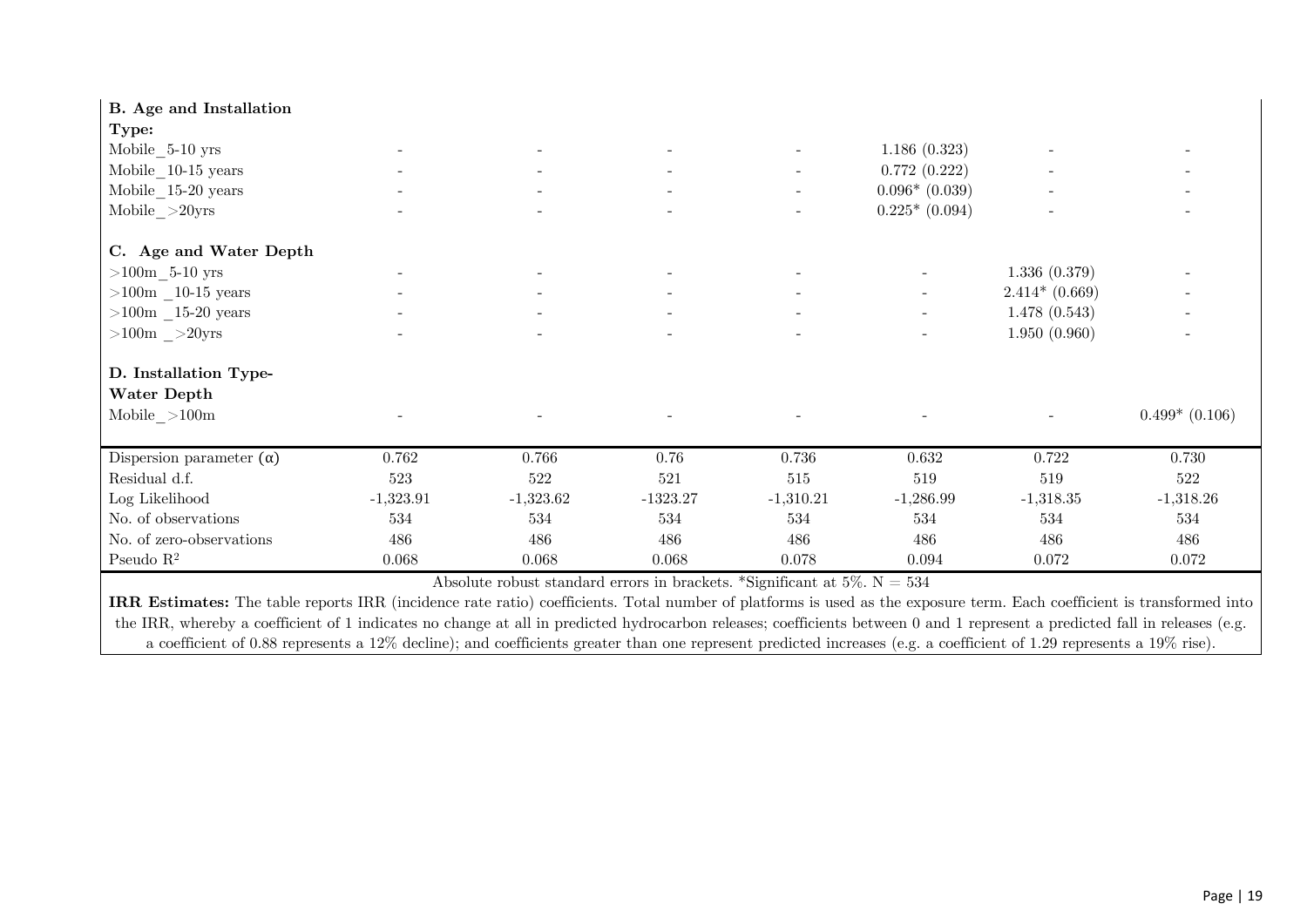| | | | | | | | |
|---|---|---|---|---|---|---|---|
| **B. Age and Installation Type:** | | | | | | | |
| Mobile_5-10 yrs | - | - | - | - | 1.186 (0.323) | - | - |
| Mobile_10-15 years | - | - | - | - | 0.772 (0.222) | - | - |
| Mobile_15-20 years | - | - | - | - | 0.096* (0.039) | - | - |
| Mobile_>20yrs | - | - | - | - | 0.225* (0.094) | - | - |
| **C. Age and Water Depth** | | | | | | | |
| >100m_5-10 yrs | - | - | - | - | - | 1.336 (0.379) | - |
| >100m _10-15 years | - | - | - | - | - | 2.414* (0.669) | - |
| >100m _15-20 years | - | - | - | - | - | 1.478 (0.543) | - |
| >100m _>20yrs | - | - | - | - | - | 1.950 (0.960) | - |
| **D. Installation Type-Water Depth** | | | | | | | |
| Mobile_>100m | - | - | - | - | - | - | 0.499* (0.106) |
| Dispersion parameter (α) | 0.762 | 0.766 | 0.76 | 0.736 | 0.632 | 0.722 | 0.730 |
| Residual d.f. | 523 | 522 | 521 | 515 | 519 | 519 | 522 |
| Log Likelihood | -1,323.91 | -1,323.62 | -1323.27 | -1,310.21 | -1,286.99 | -1,318.35 | -1,318.26 |
| No. of observations | 534 | 534 | 534 | 534 | 534 | 534 | 534 |
| No. of zero-observations | 486 | 486 | 486 | 486 | 486 | 486 | 486 |
| Pseudo $R^2$ | 0.068 | 0.068 | 0.068 | 0.078 | 0.094 | 0.072 | 0.072 |

Absolute robust standard errors in brackets. *Significant at 5%. N = 534

**IRR Estimates:** The table reports IRR (incidence rate ratio) coefficients. Total number of platforms is used as the exposure term. Each coefficient is transformed into the IRR, whereby a coefficient of 1 indicates no change at all in predicted hydrocarbon releases; coefficients between 0 and 1 represent a predicted fall in releases (e.g. a coefficient of 0.88 represents a 12% decline); and coefficients greater than one represent predicted increases (e.g. a coefficient of 1.29 represents a 19% rise).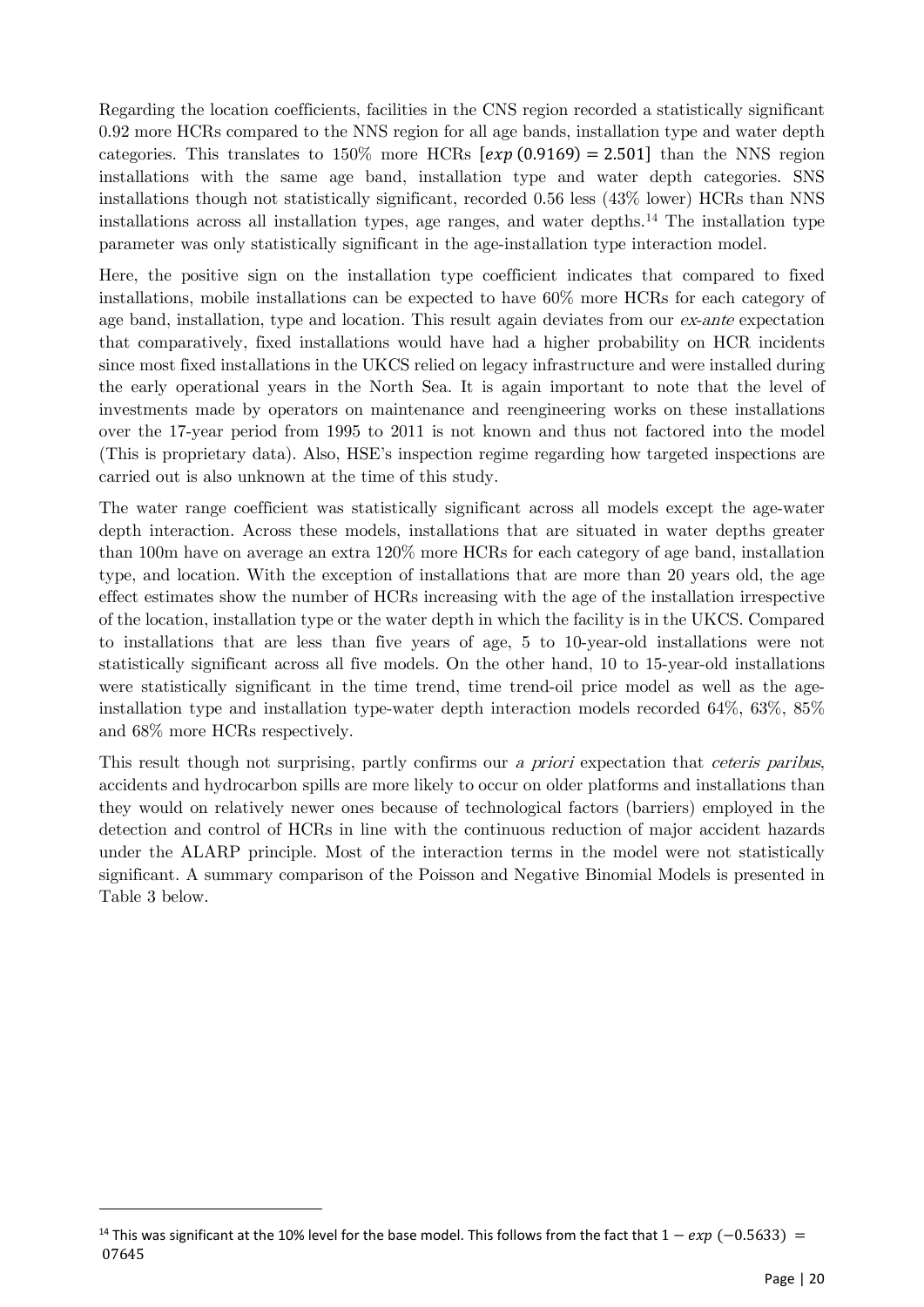Regarding the location coefficients, facilities in the CNS region recorded a statistically significant 0.92 more HCRs compared to the NNS region for all age bands, installation type and water depth categories. This translates to 150% more HCRs $[exp\,(0.9169) = 2.501]$ than the NNS region installations with the same age band, installation type and water depth categories. SNS installations though not statistically significant, recorded 0.56 less (43% lower) HCRs than NNS installations across all installation types, age ranges, and water depths.[14] The installation type parameter was only statistically significant in the age-installation type interaction model.

Here, the positive sign on the installation type coefficient indicates that compared to fixed installations, mobile installations can be expected to have 60% more HCRs for each category of age band, installation, type and location. This result again deviates from our *ex-ante* expectation that comparatively, fixed installations would have had a higher probability on HCR incidents since most fixed installations in the UKCS relied on legacy infrastructure and were installed during the early operational years in the North Sea. It is again important to note that the level of investments made by operators on maintenance and reengineering works on these installations over the 17-year period from 1995 to 2011 is not known and thus not factored into the model (This is proprietary data). Also, HSE's inspection regime regarding how targeted inspections are carried out is also unknown at the time of this study.

The water range coefficient was statistically significant across all models except the age-water depth interaction. Across these models, installations that are situated in water depths greater than 100m have on average an extra 120% more HCRs for each category of age band, installation type, and location. With the exception of installations that are more than 20 years old, the age effect estimates show the number of HCRs increasing with the age of the installation irrespective of the location, installation type or the water depth in which the facility is in the UKCS. Compared to installations that are less than five years of age, 5 to 10-year-old installations were not statistically significant across all five models. On the other hand, 10 to 15-year-old installations were statistically significant in the time trend, time trend-oil price model as well as the age-installation type and installation type-water depth interaction models recorded 64%, 63%, 85% and 68% more HCRs respectively.

This result though not surprising, partly confirms our *a priori* expectation that *ceteris paribus*, accidents and hydrocarbon spills are more likely to occur on older platforms and installations than they would on relatively newer ones because of technological factors (barriers) employed in the detection and control of HCRs in line with the continuous reduction of major accident hazards under the ALARP principle. Most of the interaction terms in the model were not statistically significant. A summary comparison of the Poisson and Negative Binomial Models is presented in Table 3 below.

---

[14] This was significant at the 10% level for the base model. This follows from the fact that $1 - exp\,(-0.5633) =$ 07645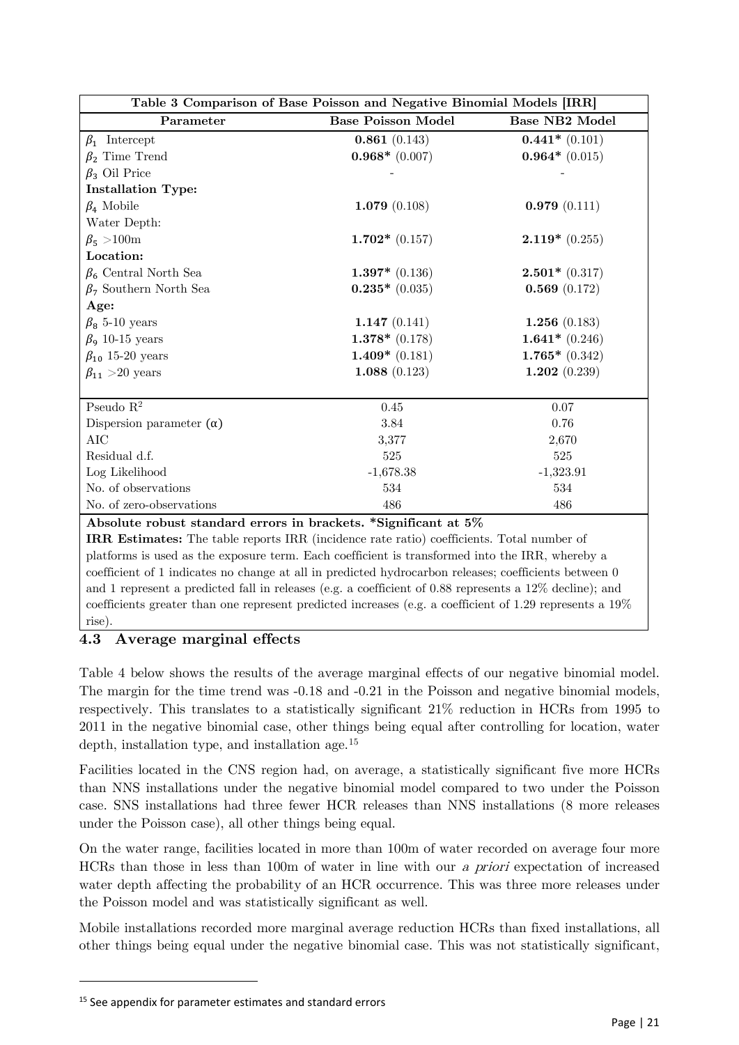| Table 3 Comparison of Base Poisson and Negative Binomial Models [IRR] | | |
|---|---|---|
| **Parameter** | **Base Poisson Model** | **Base NB2 Model** |
| $\beta_1$ Intercept | **0.861** (0.143) | **0.441*** (0.101) |
| $\beta_2$ Time Trend | **0.968*** (0.007) | **0.964*** (0.015) |
| $\beta_3$ Oil Price | - | - |
| **Installation Type:** | | |
| $\beta_4$ Mobile | **1.079** (0.108) | **0.979** (0.111) |
| Water Depth: | | |
| $\beta_5$ >100m | **1.702*** (0.157) | **2.119*** (0.255) |
| **Location:** | | |
| $\beta_6$ Central North Sea | **1.397*** (0.136) | **2.501*** (0.317) |
| $\beta_7$ Southern North Sea | **0.235*** (0.035) | **0.569** (0.172) |
| **Age:** | | |
| $\beta_8$ 5-10 years | **1.147** (0.141) | **1.256** (0.183) |
| $\beta_9$ 10-15 years | **1.378*** (0.178) | **1.641*** (0.246) |
| $\beta_{10}$ 15-20 years | **1.409*** (0.181) | **1.765*** (0.342) |
| $\beta_{11}$ >20 years | **1.088** (0.123) | **1.202** (0.239) |
| Pseudo $R^2$ | 0.45 | 0.07 |
| Dispersion parameter ($\alpha$) | 3.84 | 0.76 |
| AIC | 3,377 | 2,670 |
| Residual d.f. | 525 | 525 |
| Log Likelihood | -1,678.38 | -1,323.91 |
| No. of observations | 534 | 534 |
| No. of zero-observations | 486 | 486 |

**Absolute robust standard errors in brackets. *Significant at 5%**

**IRR Estimates:** The table reports IRR (incidence rate ratio) coefficients. Total number of platforms is used as the exposure term. Each coefficient is transformed into the IRR, whereby a coefficient of 1 indicates no change at all in predicted hydrocarbon releases; coefficients between 0 and 1 represent a predicted fall in releases (e.g. a coefficient of 0.88 represents a 12% decline); and coefficients greater than one represent predicted increases (e.g. a coefficient of 1.29 represents a 19% rise).

## 4.3 Average marginal effects

Table 4 below shows the results of the average marginal effects of our negative binomial model. The margin for the time trend was -0.18 and -0.21 in the Poisson and negative binomial models, respectively. This translates to a statistically significant 21% reduction in HCRs from 1995 to 2011 in the negative binomial case, other things being equal after controlling for location, water depth, installation type, and installation age.[15]

Facilities located in the CNS region had, on average, a statistically significant five more HCRs than NNS installations under the negative binomial model compared to two under the Poisson case. SNS installations had three fewer HCR releases than NNS installations (8 more releases under the Poisson case), all other things being equal.

On the water range, facilities located in more than 100m of water recorded on average four more HCRs than those in less than 100m of water in line with our *a priori* expectation of increased water depth affecting the probability of an HCR occurrence. This was three more releases under the Poisson model and was statistically significant as well.

Mobile installations recorded more marginal average reduction HCRs than fixed installations, all other things being equal under the negative binomial case. This was not statistically significant,

[15] See appendix for parameter estimates and standard errors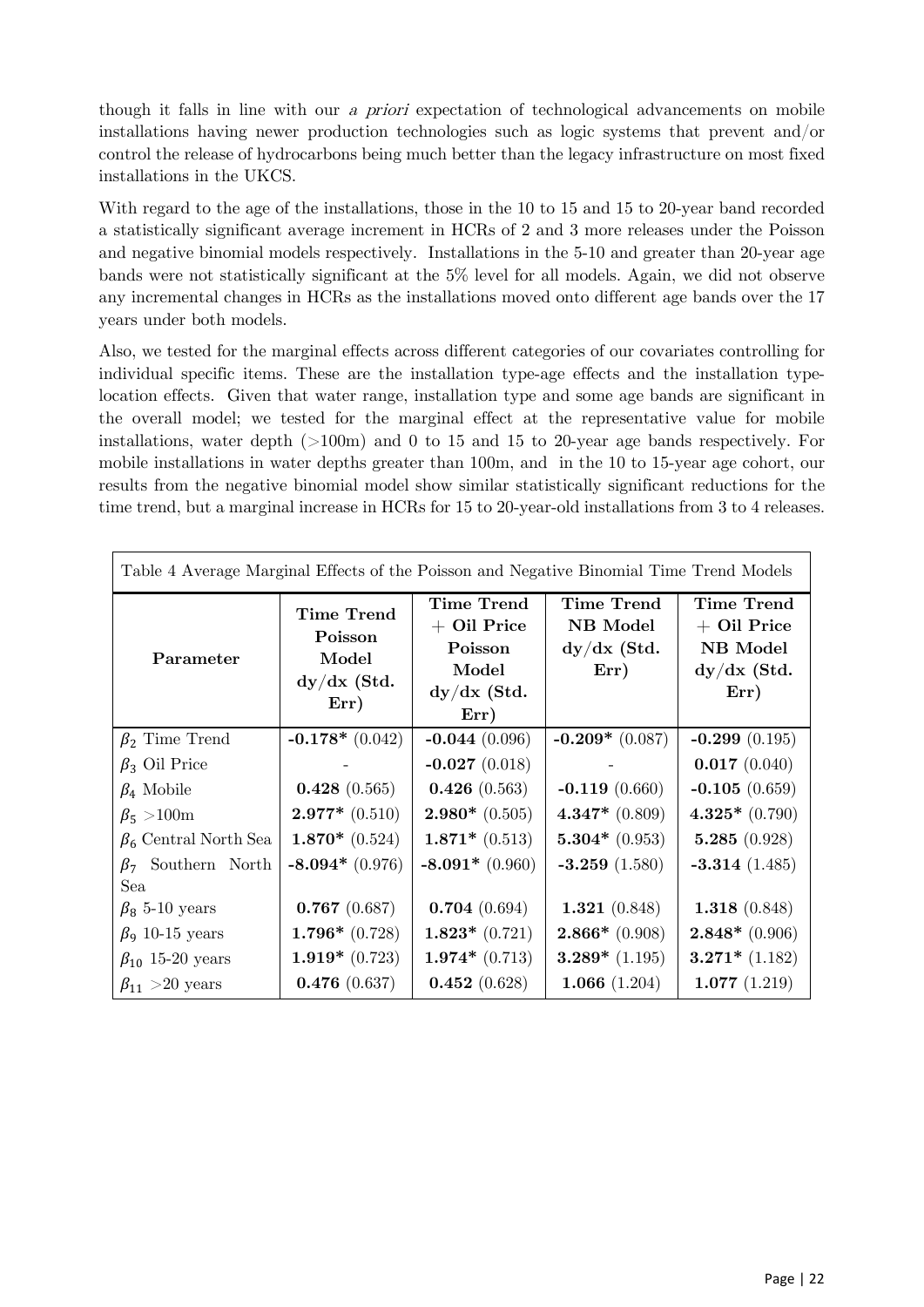though it falls in line with our *a priori* expectation of technological advancements on mobile installations having newer production technologies such as logic systems that prevent and/or control the release of hydrocarbons being much better than the legacy infrastructure on most fixed installations in the UKCS.

With regard to the age of the installations, those in the 10 to 15 and 15 to 20-year band recorded a statistically significant average increment in HCRs of 2 and 3 more releases under the Poisson and negative binomial models respectively. Installations in the 5-10 and greater than 20-year age bands were not statistically significant at the 5% level for all models. Again, we did not observe any incremental changes in HCRs as the installations moved onto different age bands over the 17 years under both models.

Also, we tested for the marginal effects across different categories of our covariates controlling for individual specific items. These are the installation type-age effects and the installation type-location effects. Given that water range, installation type and some age bands are significant in the overall model; we tested for the marginal effect at the representative value for mobile installations, water depth (>100m) and 0 to 15 and 15 to 20-year age bands respectively. For mobile installations in water depths greater than 100m, and in the 10 to 15-year age cohort, our results from the negative binomial model show similar statistically significant reductions for the time trend, but a marginal increase in HCRs for 15 to 20-year-old installations from 3 to 4 releases.

Table 4 Average Marginal Effects of the Poisson and Negative Binomial Time Trend Models

| Parameter | Time Trend Poisson Model dy/dx (Std. Err) | Time Trend + Oil Price Poisson Model dy/dx (Std. Err) | Time Trend NB Model dy/dx (Std. Err) | Time Trend + Oil Price NB Model dy/dx (Std. Err) |
|---|---|---|---|---|
| $\beta_2$ Time Trend | **-0.178*** (0.042) | **-0.044** (0.096) | **-0.209*** (0.087) | **-0.299** (0.195) |
| $\beta_3$ Oil Price | - | **-0.027** (0.018) | - | **0.017** (0.040) |
| $\beta_4$ Mobile | **0.428** (0.565) | **0.426** (0.563) | **-0.119** (0.660) | **-0.105** (0.659) |
| $\beta_5$ >100m | **2.977*** (0.510) | **2.980*** (0.505) | **4.347*** (0.809) | **4.325*** (0.790) |
| $\beta_6$ Central North Sea | **1.870*** (0.524) | **1.871*** (0.513) | **5.304*** (0.953) | **5.285** (0.928) |
| $\beta_7$ Southern North Sea | **-8.094*** (0.976) | **-8.091*** (0.960) | **-3.259** (1.580) | **-3.314** (1.485) |
| $\beta_8$ 5-10 years | **0.767** (0.687) | **0.704** (0.694) | **1.321** (0.848) | **1.318** (0.848) |
| $\beta_9$ 10-15 years | **1.796*** (0.728) | **1.823*** (0.721) | **2.866*** (0.908) | **2.848*** (0.906) |
| $\beta_{10}$ 15-20 years | **1.919*** (0.723) | **1.974*** (0.713) | **3.289*** (1.195) | **3.271*** (1.182) |
| $\beta_{11}$ >20 years | **0.476** (0.637) | **0.452** (0.628) | **1.066** (1.204) | **1.077** (1.219) |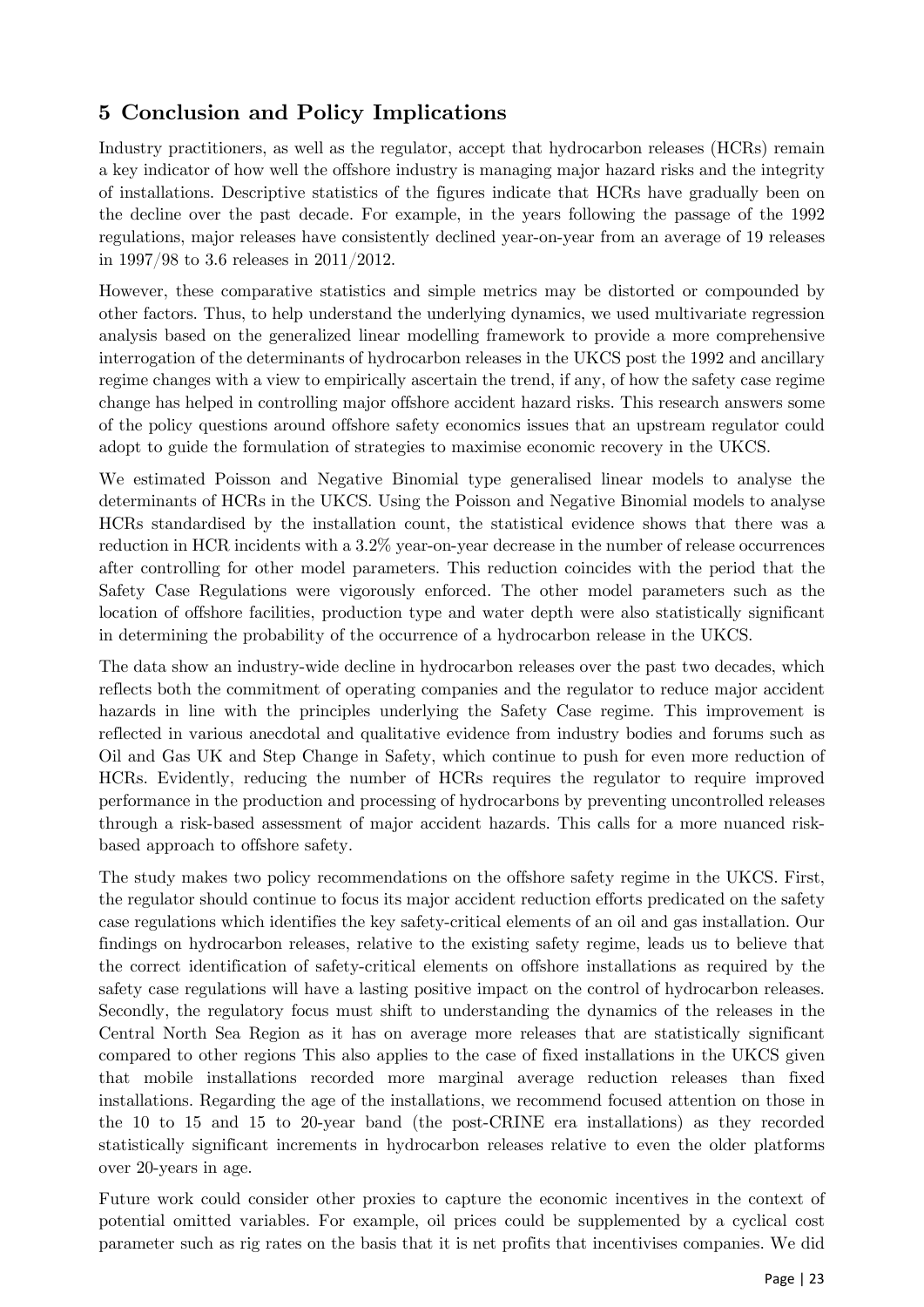## 5 Conclusion and Policy Implications

Industry practitioners, as well as the regulator, accept that hydrocarbon releases (HCRs) remain a key indicator of how well the offshore industry is managing major hazard risks and the integrity of installations. Descriptive statistics of the figures indicate that HCRs have gradually been on the decline over the past decade. For example, in the years following the passage of the 1992 regulations, major releases have consistently declined year-on-year from an average of 19 releases in 1997/98 to 3.6 releases in 2011/2012.

However, these comparative statistics and simple metrics may be distorted or compounded by other factors. Thus, to help understand the underlying dynamics, we used multivariate regression analysis based on the generalized linear modelling framework to provide a more comprehensive interrogation of the determinants of hydrocarbon releases in the UKCS post the 1992 and ancillary regime changes with a view to empirically ascertain the trend, if any, of how the safety case regime change has helped in controlling major offshore accident hazard risks. This research answers some of the policy questions around offshore safety economics issues that an upstream regulator could adopt to guide the formulation of strategies to maximise economic recovery in the UKCS.

We estimated Poisson and Negative Binomial type generalised linear models to analyse the determinants of HCRs in the UKCS. Using the Poisson and Negative Binomial models to analyse HCRs standardised by the installation count, the statistical evidence shows that there was a reduction in HCR incidents with a 3.2% year-on-year decrease in the number of release occurrences after controlling for other model parameters. This reduction coincides with the period that the Safety Case Regulations were vigorously enforced. The other model parameters such as the location of offshore facilities, production type and water depth were also statistically significant in determining the probability of the occurrence of a hydrocarbon release in the UKCS.

The data show an industry-wide decline in hydrocarbon releases over the past two decades, which reflects both the commitment of operating companies and the regulator to reduce major accident hazards in line with the principles underlying the Safety Case regime. This improvement is reflected in various anecdotal and qualitative evidence from industry bodies and forums such as Oil and Gas UK and Step Change in Safety, which continue to push for even more reduction of HCRs. Evidently, reducing the number of HCRs requires the regulator to require improved performance in the production and processing of hydrocarbons by preventing uncontrolled releases through a risk-based assessment of major accident hazards. This calls for a more nuanced risk-based approach to offshore safety.

The study makes two policy recommendations on the offshore safety regime in the UKCS. First, the regulator should continue to focus its major accident reduction efforts predicated on the safety case regulations which identifies the key safety-critical elements of an oil and gas installation. Our findings on hydrocarbon releases, relative to the existing safety regime, leads us to believe that the correct identification of safety-critical elements on offshore installations as required by the safety case regulations will have a lasting positive impact on the control of hydrocarbon releases. Secondly, the regulatory focus must shift to understanding the dynamics of the releases in the Central North Sea Region as it has on average more releases that are statistically significant compared to other regions This also applies to the case of fixed installations in the UKCS given that mobile installations recorded more marginal average reduction releases than fixed installations. Regarding the age of the installations, we recommend focused attention on those in the 10 to 15 and 15 to 20-year band (the post-CRINE era installations) as they recorded statistically significant increments in hydrocarbon releases relative to even the older platforms over 20-years in age.

Future work could consider other proxies to capture the economic incentives in the context of potential omitted variables. For example, oil prices could be supplemented by a cyclical cost parameter such as rig rates on the basis that it is net profits that incentivises companies. We did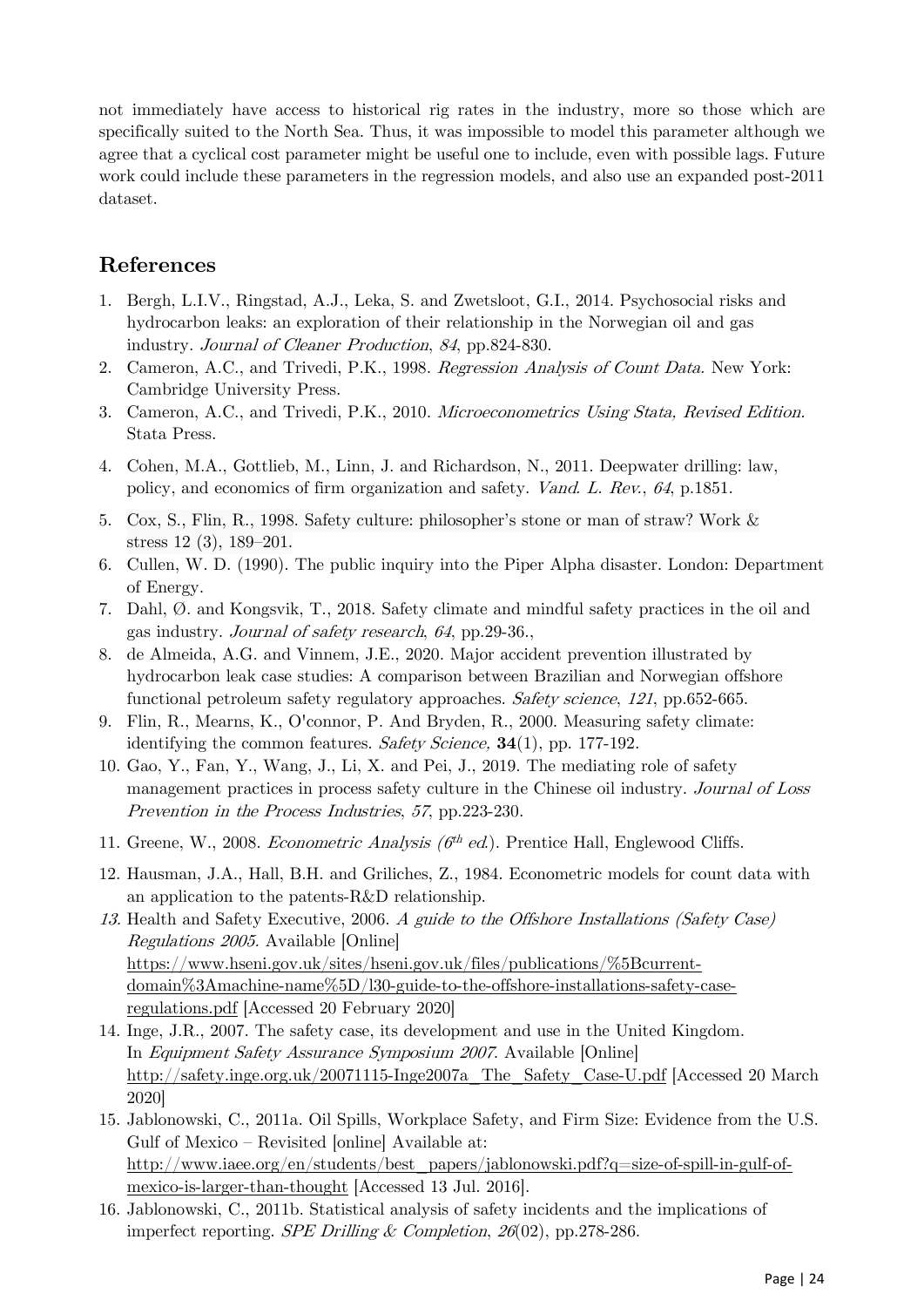not immediately have access to historical rig rates in the industry, more so those which are specifically suited to the North Sea. Thus, it was impossible to model this parameter although we agree that a cyclical cost parameter might be useful one to include, even with possible lags. Future work could include these parameters in the regression models, and also use an expanded post-2011 dataset.

## References

1. Bergh, L.I.V., Ringstad, A.J., Leka, S. and Zwetsloot, G.I., 2014. Psychosocial risks and hydrocarbon leaks: an exploration of their relationship in the Norwegian oil and gas industry. *Journal of Cleaner Production*, *84*, pp.824-830.
2. Cameron, A.C., and Trivedi, P.K., 1998. *Regression Analysis of Count Data.* New York: Cambridge University Press.
3. Cameron, A.C., and Trivedi, P.K., 2010. *Microeconometrics Using Stata, Revised Edition.* Stata Press.
4. Cohen, M.A., Gottlieb, M., Linn, J. and Richardson, N., 2011. Deepwater drilling: law, policy, and economics of firm organization and safety. *Vand. L. Rev.*, *64*, p.1851.
5. Cox, S., Flin, R., 1998. Safety culture: philosopher's stone or man of straw? Work & stress 12 (3), 189–201.
6. Cullen, W. D. (1990). The public inquiry into the Piper Alpha disaster. London: Department of Energy.
7. Dahl, Ø. and Kongsvik, T., 2018. Safety climate and mindful safety practices in the oil and gas industry. *Journal of safety research*, *64*, pp.29-36.,
8. de Almeida, A.G. and Vinnem, J.E., 2020. Major accident prevention illustrated by hydrocarbon leak case studies: A comparison between Brazilian and Norwegian offshore functional petroleum safety regulatory approaches. *Safety science*, *121*, pp.652-665.
9. Flin, R., Mearns, K., O'connor, P. And Bryden, R., 2000. Measuring safety climate: identifying the common features. *Safety Science,* **34**(1), pp. 177-192.
10. Gao, Y., Fan, Y., Wang, J., Li, X. and Pei, J., 2019. The mediating role of safety management practices in process safety culture in the Chinese oil industry. *Journal of Loss Prevention in the Process Industries*, *57*, pp.223-230.
11. Greene, W., 2008. *Econometric Analysis (6th ed.).* Prentice Hall, Englewood Cliffs.
12. Hausman, J.A., Hall, B.H. and Griliches, Z., 1984. Econometric models for count data with an application to the patents-R&D relationship.
13. Health and Safety Executive, 2006. *A guide to the Offshore Installations (Safety Case) Regulations 2005.* Available [Online] https://www.hseni.gov.uk/sites/hseni.gov.uk/files/publications/%5Bcurrent-domain%3Amachine-name%5D/l30-guide-to-the-offshore-installations-safety-case-regulations.pdf [Accessed 20 February 2020]
14. Inge, J.R., 2007. The safety case, its development and use in the United Kingdom. In *Equipment Safety Assurance Symposium 2007.* Available [Online] http://safety.inge.org.uk/20071115-Inge2007a_The_Safety_Case-U.pdf [Accessed 20 March 2020]
15. Jablonowski, C., 2011a. Oil Spills, Workplace Safety, and Firm Size: Evidence from the U.S. Gulf of Mexico – Revisited [online] Available at: http://www.iaee.org/en/students/best_papers/jablonowski.pdf?q=size-of-spill-in-gulf-of-mexico-is-larger-than-thought [Accessed 13 Jul. 2016].
16. Jablonowski, C., 2011b. Statistical analysis of safety incidents and the implications of imperfect reporting. *SPE Drilling & Completion*, *26*(02), pp.278-286.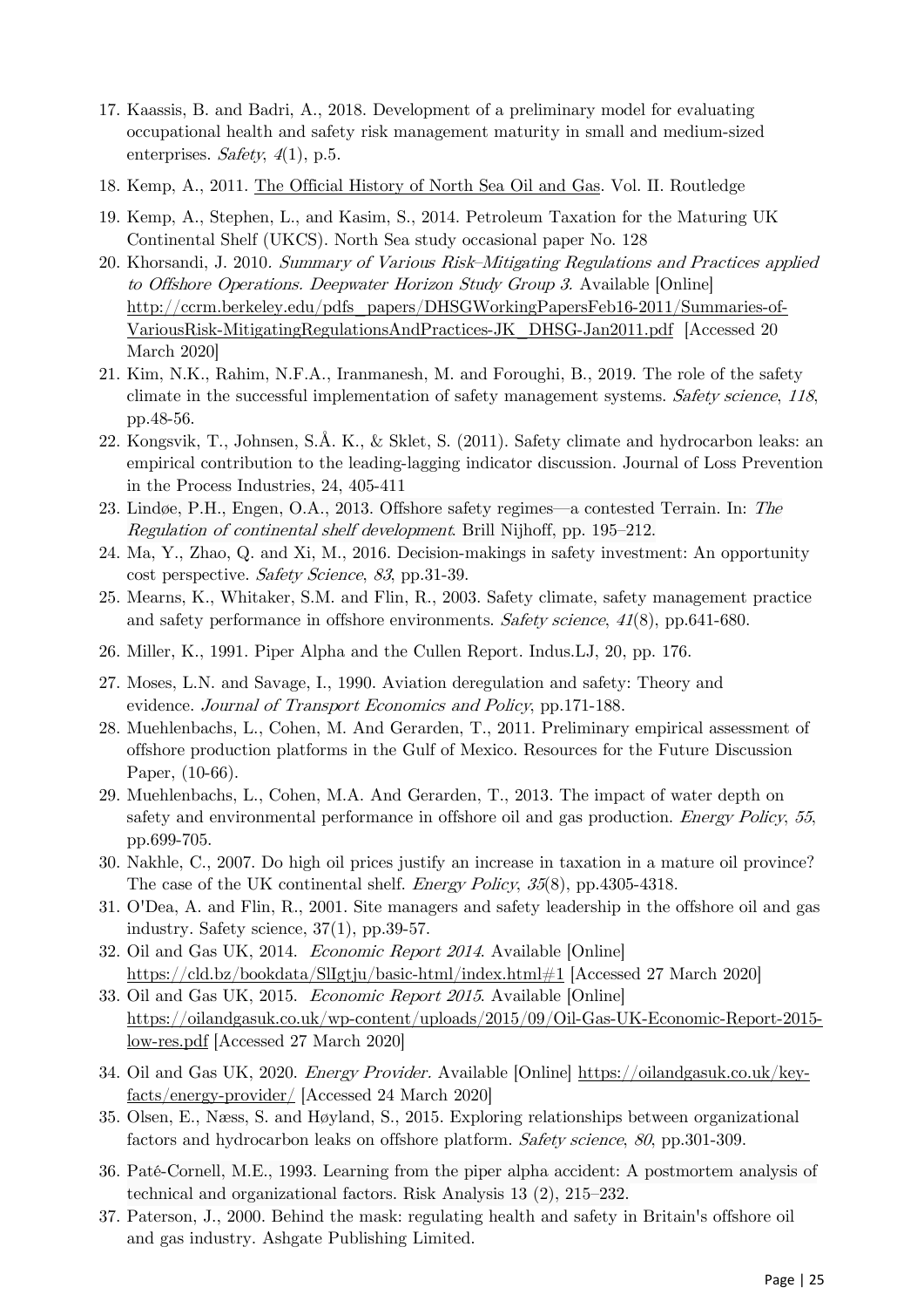17. Kaassis, B. and Badri, A., 2018. Development of a preliminary model for evaluating occupational health and safety risk management maturity in small and medium-sized enterprises. *Safety*, *4*(1), p.5.
18. Kemp, A., 2011. The Official History of North Sea Oil and Gas. Vol. II. Routledge
19. Kemp, A., Stephen, L., and Kasim, S., 2014. Petroleum Taxation for the Maturing UK Continental Shelf (UKCS). North Sea study occasional paper No. 128
20. Khorsandi, J. 2010. *Summary of Various Risk–Mitigating Regulations and Practices applied to Offshore Operations. Deepwater Horizon Study Group 3.* Available [Online] http://ccrm.berkeley.edu/pdfs_papers/DHSGWorkingPapersFeb16-2011/Summaries-of-VariousRisk-MitigatingRegulationsAndPractices-JK_DHSG-Jan2011.pdf [Accessed 20 March 2020]
21. Kim, N.K., Rahim, N.F.A., Iranmanesh, M. and Foroughi, B., 2019. The role of the safety climate in the successful implementation of safety management systems. *Safety science*, *118*, pp.48-56.
22. Kongsvik, T., Johnsen, S.Å. K., & Sklet, S. (2011). Safety climate and hydrocarbon leaks: an empirical contribution to the leading-lagging indicator discussion. Journal of Loss Prevention in the Process Industries, 24, 405-411
23. Lindøe, P.H., Engen, O.A., 2013. Offshore safety regimes—a contested Terrain. In: *The Regulation of continental shelf development*. Brill Nijhoff, pp. 195–212.
24. Ma, Y., Zhao, Q. and Xi, M., 2016. Decision-makings in safety investment: An opportunity cost perspective. *Safety Science*, *83*, pp.31-39.
25. Mearns, K., Whitaker, S.M. and Flin, R., 2003. Safety climate, safety management practice and safety performance in offshore environments. *Safety science*, *41*(8), pp.641-680.
26. Miller, K., 1991. Piper Alpha and the Cullen Report. Indus.LJ, 20, pp. 176.
27. Moses, L.N. and Savage, I., 1990. Aviation deregulation and safety: Theory and evidence. *Journal of Transport Economics and Policy*, pp.171-188.
28. Muehlenbachs, L., Cohen, M. And Gerarden, T., 2011. Preliminary empirical assessment of offshore production platforms in the Gulf of Mexico. Resources for the Future Discussion Paper, (10-66).
29. Muehlenbachs, L., Cohen, M.A. And Gerarden, T., 2013. The impact of water depth on safety and environmental performance in offshore oil and gas production. *Energy Policy*, *55*, pp.699-705.
30. Nakhle, C., 2007. Do high oil prices justify an increase in taxation in a mature oil province? The case of the UK continental shelf. *Energy Policy*, *35*(8), pp.4305-4318.
31. O'Dea, A. and Flin, R., 2001. Site managers and safety leadership in the offshore oil and gas industry. Safety science, 37(1), pp.39-57.
32. Oil and Gas UK, 2014. *Economic Report 2014*. Available [Online] https://cld.bz/bookdata/SlIgtju/basic-html/index.html#1 [Accessed 27 March 2020]
33. Oil and Gas UK, 2015. *Economic Report 2015*. Available [Online] https://oilandgasuk.co.uk/wp-content/uploads/2015/09/Oil-Gas-UK-Economic-Report-2015-low-res.pdf [Accessed 27 March 2020]
34. Oil and Gas UK, 2020. *Energy Provider.* Available [Online] https://oilandgasuk.co.uk/key-facts/energy-provider/ [Accessed 24 March 2020]
35. Olsen, E., Næss, S. and Høyland, S., 2015. Exploring relationships between organizational factors and hydrocarbon leaks on offshore platform. *Safety science*, *80*, pp.301-309.
36. Paté-Cornell, M.E., 1993. Learning from the piper alpha accident: A postmortem analysis of technical and organizational factors. Risk Analysis 13 (2), 215–232.
37. Paterson, J., 2000. Behind the mask: regulating health and safety in Britain's offshore oil and gas industry. Ashgate Publishing Limited.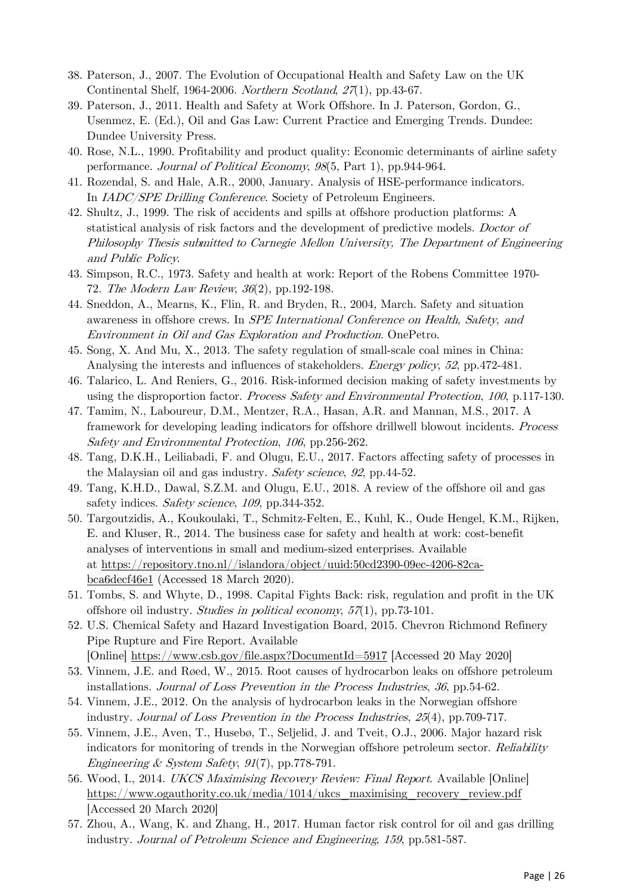38. Paterson, J., 2007. The Evolution of Occupational Health and Safety Law on the UK Continental Shelf, 1964-2006. *Northern Scotland*, *27*(1), pp.43-67.
39. Paterson, J., 2011. Health and Safety at Work Offshore. In J. Paterson, Gordon, G., Usenmez, E. (Ed.), Oil and Gas Law: Current Practice and Emerging Trends. Dundee: Dundee University Press.
40. Rose, N.L., 1990. Profitability and product quality: Economic determinants of airline safety performance. *Journal of Political Economy*, *98*(5, Part 1), pp.944-964.
41. Rozendal, S. and Hale, A.R., 2000, January. Analysis of HSE-performance indicators. In *IADC/SPE Drilling Conference*. Society of Petroleum Engineers.
42. Shultz, J., 1999. The risk of accidents and spills at offshore production platforms: A statistical analysis of risk factors and the development of predictive models. *Doctor of Philosophy Thesis submitted to Carnegie Mellon University, The Department of Engineering and Public Policy*.
43. Simpson, R.C., 1973. Safety and health at work: Report of the Robens Committee 1970-72. *The Modern Law Review*, *36*(2), pp.192-198.
44. Sneddon, A., Mearns, K., Flin, R. and Bryden, R., 2004, March. Safety and situation awareness in offshore crews. In *SPE International Conference on Health, Safety, and Environment in Oil and Gas Exploration and Production*. OnePetro.
45. Song, X. And Mu, X., 2013. The safety regulation of small-scale coal mines in China: Analysing the interests and influences of stakeholders. *Energy policy*, *52*, pp.472-481.
46. Talarico, L. And Reniers, G., 2016. Risk-informed decision making of safety investments by using the disproportion factor. *Process Safety and Environmental Protection*, *100*, p.117-130.
47. Tamim, N., Laboureur, D.M., Mentzer, R.A., Hasan, A.R. and Mannan, M.S., 2017. A framework for developing leading indicators for offshore drillwell blowout incidents. *Process Safety and Environmental Protection*, *106*, pp.256-262.
48. Tang, D.K.H., Leiliabadi, F. and Olugu, E.U., 2017. Factors affecting safety of processes in the Malaysian oil and gas industry. *Safety science*, *92*, pp.44-52.
49. Tang, K.H.D., Dawal, S.Z.M. and Olugu, E.U., 2018. A review of the offshore oil and gas safety indices. *Safety science*, *109*, pp.344-352.
50. Targoutzidis, A., Koukoulaki, T., Schmitz-Felten, E., Kuhl, K., Oude Hengel, K.M., Rijken, E. and Kluser, R., 2014. The business case for safety and health at work: cost-benefit analyses of interventions in small and medium-sized enterprises. Available at https://repository.tno.nl//islandora/object/uuid:50cd2390-09ec-4206-82ca-bca6decf46e1 (Accessed 18 March 2020).
51. Tombs, S. and Whyte, D., 1998. Capital Fights Back: risk, regulation and profit in the UK offshore oil industry. *Studies in political economy*, *57*(1), pp.73-101.
52. U.S. Chemical Safety and Hazard Investigation Board, 2015. Chevron Richmond Refinery Pipe Rupture and Fire Report. Available [Online] https://www.csb.gov/file.aspx?DocumentId=5917 [Accessed 20 May 2020]
53. Vinnem, J.E. and Røed, W., 2015. Root causes of hydrocarbon leaks on offshore petroleum installations. *Journal of Loss Prevention in the Process Industries*, *36*, pp.54-62.
54. Vinnem, J.E., 2012. On the analysis of hydrocarbon leaks in the Norwegian offshore industry. *Journal of Loss Prevention in the Process Industries*, *25*(4), pp.709-717.
55. Vinnem, J.E., Aven, T., Husebø, T., Seljelid, J. and Tveit, O.J., 2006. Major hazard risk indicators for monitoring of trends in the Norwegian offshore petroleum sector. *Reliability Engineering & System Safety*, *91*(7), pp.778-791.
56. Wood, I., 2014. *UKCS Maximising Recovery Review: Final Report.* Available [Online] https://www.ogauthority.co.uk/media/1014/ukcs_maximising_recovery_review.pdf [Accessed 20 March 2020]
57. Zhou, A., Wang, K. and Zhang, H., 2017. Human factor risk control for oil and gas drilling industry. *Journal of Petroleum Science and Engineering*, *159*, pp.581-587.